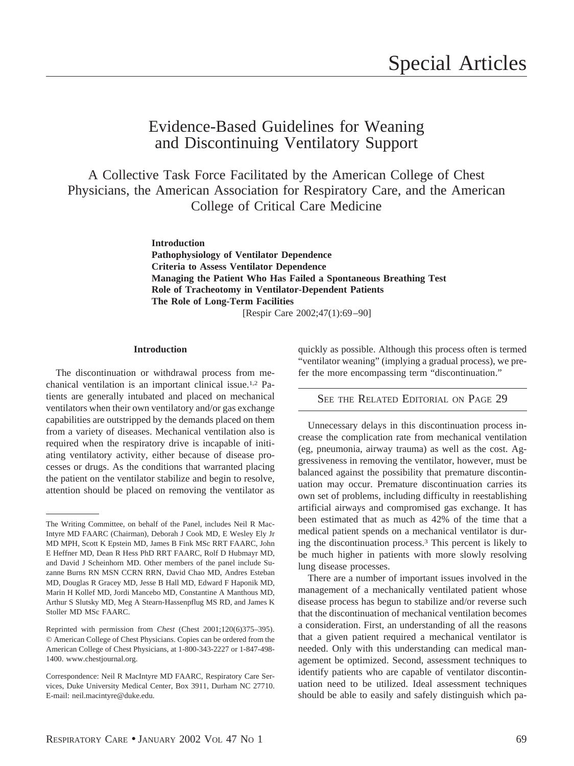# Special Articles

## Evidence-Based Guidelines for Weaning and Discontinuing Ventilatory Support

### A Collective Task Force Facilitated by the American College of Chest Physicians, the American Association for Respiratory Care, and the American College of Critical Care Medicine

**Introduction**
**Pathophysiology of Ventilator Dependence**
**Criteria to Assess Ventilator Dependence**
**Managing the Patient Who Has Failed a Spontaneous Breathing Test**
**Role of Tracheotomy in Ventilator-Dependent Patients**
**The Role of Long-Term Facilities**

[Respir Care 2002;47(1):69–90]

#### Introduction

The discontinuation or withdrawal process from mechanical ventilation is an important clinical issue.[1,2] Patients are generally intubated and placed on mechanical ventilators when their own ventilatory and/or gas exchange capabilities are outstripped by the demands placed on them from a variety of diseases. Mechanical ventilation also is required when the respiratory drive is incapable of initiating ventilatory activity, either because of disease processes or drugs. As the conditions that warranted placing the patient on the ventilator stabilize and begin to resolve, attention should be placed on removing the ventilator as quickly as possible. Although this process often is termed "ventilator weaning" (implying a gradual process), we prefer the more encompassing term "discontinuation."

See the Related Editorial on Page 29

Unnecessary delays in this discontinuation process increase the complication rate from mechanical ventilation (eg, pneumonia, airway trauma) as well as the cost. Aggressiveness in removing the ventilator, however, must be balanced against the possibility that premature discontinuation may occur. Premature discontinuation carries its own set of problems, including difficulty in reestablishing artificial airways and compromised gas exchange. It has been estimated that as much as 42% of the time that a medical patient spends on a mechanical ventilator is during the discontinuation process.[3] This percent is likely to be much higher in patients with more slowly resolving lung disease processes.

There are a number of important issues involved in the management of a mechanically ventilated patient whose disease process has begun to stabilize and/or reverse such that the discontinuation of mechanical ventilation becomes a consideration. First, an understanding of all the reasons that a given patient required a mechanical ventilator is needed. Only with this understanding can medical management be optimized. Second, assessment techniques to identify patients who are capable of ventilator discontinuation need to be utilized. Ideal assessment techniques should be able to easily and safely distinguish which pa-

---

The Writing Committee, on behalf of the Panel, includes Neil R MacIntyre MD FAARC (Chairman), Deborah J Cook MD, E Wesley Ely Jr MD MPH, Scott K Epstein MD, James B Fink MSc RRT FAARC, John E Heffner MD, Dean R Hess PhD RRT FAARC, Rolf D Hubmayr MD, and David J Scheinhorn MD. Other members of the panel include Suzanne Burns RN MSN CCRN RRN, David Chao MD, Andres Esteban MD, Douglas R Gracey MD, Jesse B Hall MD, Edward F Haponik MD, Marin H Kollef MD, Jordi Mancebo MD, Constantine A Manthous MD, Arthur S Slutsky MD, Meg A Stearn-Hassenpflug MS RD, and James K Stoller MD MSc FAARC.

Reprinted with permission from *Chest* (Chest 2001;120(6)375–395). © American College of Chest Physicians. Copies can be ordered from the American College of Chest Physicians, at 1-800-343-2227 or 1-847-498-1400. www.chestjournal.org.

Correspondence: Neil R MacIntyre MD FAARC, Respiratory Care Services, Duke University Medical Center, Box 3911, Durham NC 27710. E-mail: neil.macintyre@duke.edu.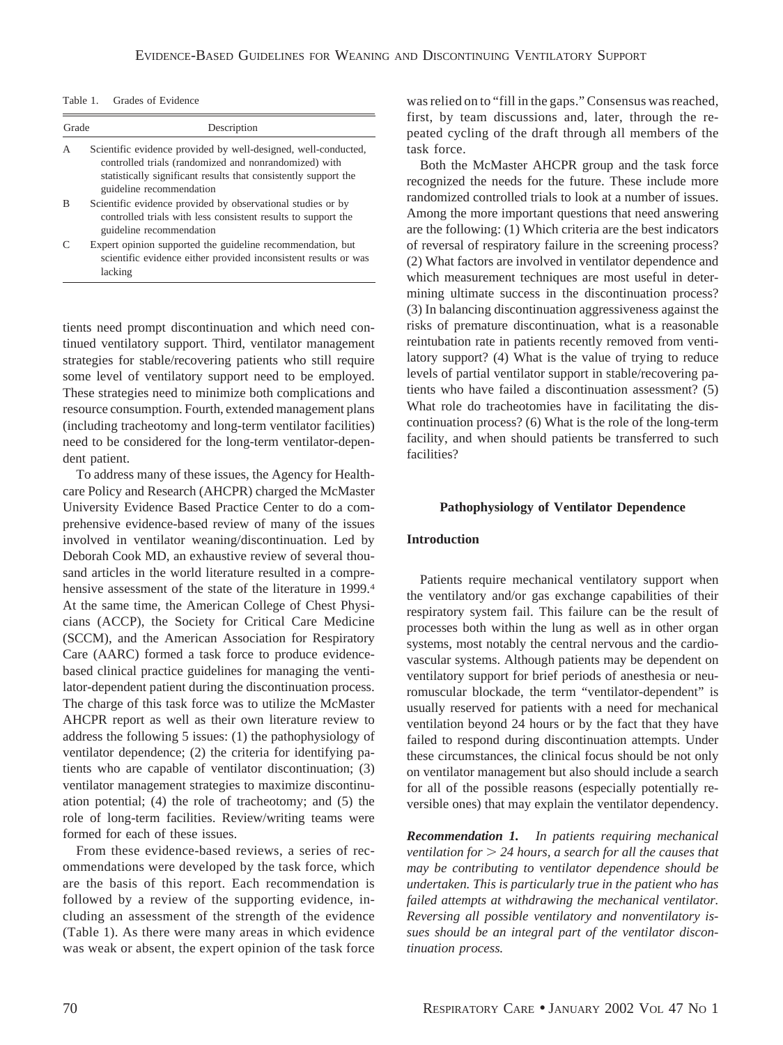Table 1. Grades of Evidence

| Grade | Description |
|---|---|
| A | Scientific evidence provided by well-designed, well-conducted, controlled trials (randomized and nonrandomized) with statistically significant results that consistently support the guideline recommendation |
| B | Scientific evidence provided by observational studies or by controlled trials with less consistent results to support the guideline recommendation |
| C | Expert opinion supported the guideline recommendation, but scientific evidence either provided inconsistent results or was lacking |

tients need prompt discontinuation and which need continued ventilatory support. Third, ventilator management strategies for stable/recovering patients who still require some level of ventilatory support need to be employed. These strategies need to minimize both complications and resource consumption. Fourth, extended management plans (including tracheotomy and long-term ventilator facilities) need to be considered for the long-term ventilator-dependent patient.

To address many of these issues, the Agency for Healthcare Policy and Research (AHCPR) charged the McMaster University Evidence Based Practice Center to do a comprehensive evidence-based review of many of the issues involved in ventilator weaning/discontinuation. Led by Deborah Cook MD, an exhaustive review of several thousand articles in the world literature resulted in a comprehensive assessment of the state of the literature in 1999.[4] At the same time, the American College of Chest Physicians (ACCP), the Society for Critical Care Medicine (SCCM), and the American Association for Respiratory Care (AARC) formed a task force to produce evidence-based clinical practice guidelines for managing the ventilator-dependent patient during the discontinuation process. The charge of this task force was to utilize the McMaster AHCPR report as well as their own literature review to address the following 5 issues: (1) the pathophysiology of ventilator dependence; (2) the criteria for identifying patients who are capable of ventilator discontinuation; (3) ventilator management strategies to maximize discontinuation potential; (4) the role of tracheotomy; and (5) the role of long-term facilities. Review/writing teams were formed for each of these issues.

From these evidence-based reviews, a series of recommendations were developed by the task force, which are the basis of this report. Each recommendation is followed by a review of the supporting evidence, including an assessment of the strength of the evidence (Table 1). As there were many areas in which evidence was weak or absent, the expert opinion of the task force was relied on to "fill in the gaps." Consensus was reached, first, by team discussions and, later, through the repeated cycling of the draft through all members of the task force.

Both the McMaster AHCPR group and the task force recognized the needs for the future. These include more randomized controlled trials to look at a number of issues. Among the more important questions that need answering are the following: (1) Which criteria are the best indicators of reversal of respiratory failure in the screening process? (2) What factors are involved in ventilator dependence and which measurement techniques are most useful in determining ultimate success in the discontinuation process? (3) In balancing discontinuation aggressiveness against the risks of premature discontinuation, what is a reasonable reintubation rate in patients recently removed from ventilatory support? (4) What is the value of trying to reduce levels of partial ventilator support in stable/recovering patients who have failed a discontinuation assessment? (5) What role do tracheotomies have in facilitating the discontinuation process? (6) What is the role of the long-term facility, and when should patients be transferred to such facilities?

## Pathophysiology of Ventilator Dependence

### Introduction

Patients require mechanical ventilatory support when the ventilatory and/or gas exchange capabilities of their respiratory system fail. This failure can be the result of processes both within the lung as well as in other organ systems, most notably the central nervous and the cardiovascular systems. Although patients may be dependent on ventilatory support for brief periods of anesthesia or neuromuscular blockade, the term "ventilator-dependent" is usually reserved for patients with a need for mechanical ventilation beyond 24 hours or by the fact that they have failed to respond during discontinuation attempts. Under these circumstances, the clinical focus should be not only on ventilator management but also should include a search for all of the possible reasons (especially potentially reversible ones) that may explain the ventilator dependency.

***Recommendation 1.*** *In patients requiring mechanical ventilation for > 24 hours, a search for all the causes that may be contributing to ventilator dependence should be undertaken. This is particularly true in the patient who has failed attempts at withdrawing the mechanical ventilator. Reversing all possible ventilatory and nonventilatory issues should be an integral part of the ventilator discontinuation process.*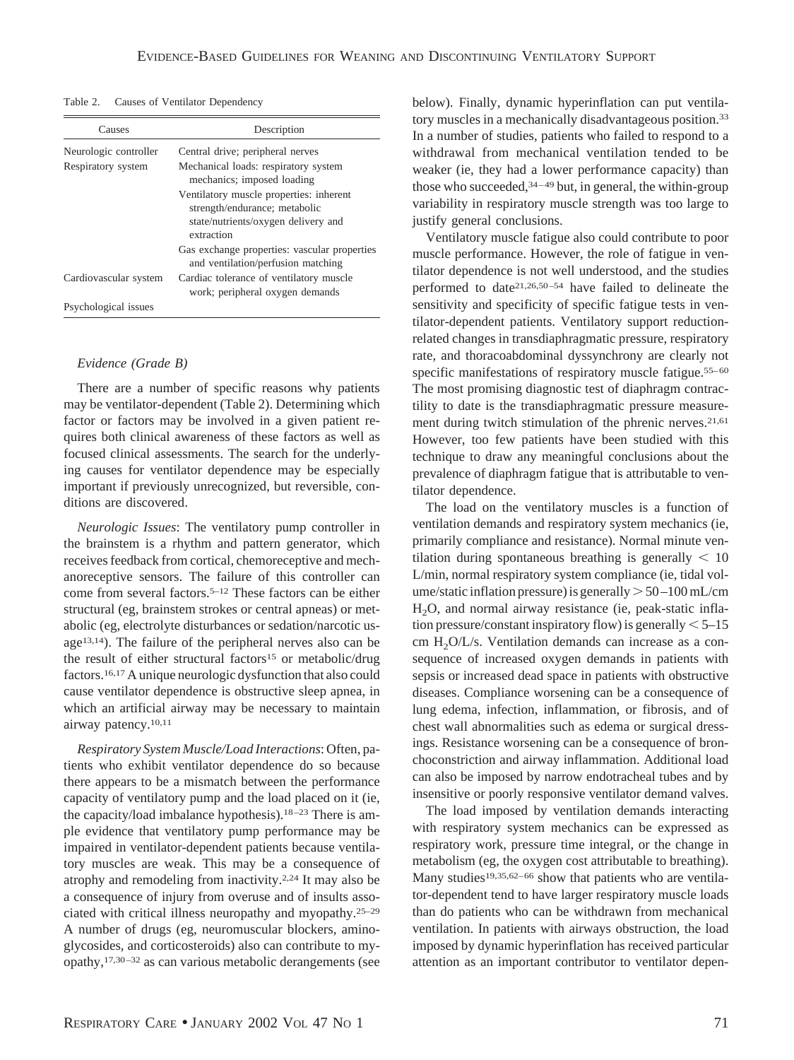Table 2. Causes of Ventilator Dependency

| Causes | Description |
|---|---|
| Neurologic controller | Central drive; peripheral nerves |
| Respiratory system | Mechanical loads: respiratory system mechanics; imposed loading |
| | Ventilatory muscle properties: inherent strength/endurance; metabolic state/nutrients/oxygen delivery and extraction |
| | Gas exchange properties: vascular properties and ventilation/perfusion matching |
| Cardiovascular system | Cardiac tolerance of ventilatory muscle work; peripheral oxygen demands |
| Psychological issues | |

*Evidence (Grade B)*

There are a number of specific reasons why patients may be ventilator-dependent (Table 2). Determining which factor or factors may be involved in a given patient requires both clinical awareness of these factors as well as focused clinical assessments. The search for the underlying causes for ventilator dependence may be especially important if previously unrecognized, but reversible, conditions are discovered.

*Neurologic Issues*: The ventilatory pump controller in the brainstem is a rhythm and pattern generator, which receives feedback from cortical, chemoreceptive and mechanoreceptive sensors. The failure of this controller can come from several factors.[5–12] These factors can be either structural (eg, brainstem strokes or central apneas) or metabolic (eg, electrolyte disturbances or sedation/narcotic usage[13,14]). The failure of the peripheral nerves also can be the result of either structural factors[15] or metabolic/drug factors.[16,17] A unique neurologic dysfunction that also could cause ventilator dependence is obstructive sleep apnea, in which an artificial airway may be necessary to maintain airway patency.[10,11]

*Respiratory System Muscle/Load Interactions*: Often, patients who exhibit ventilator dependence do so because there appears to be a mismatch between the performance capacity of ventilatory pump and the load placed on it (ie, the capacity/load imbalance hypothesis).[18–23] There is ample evidence that ventilatory pump performance may be impaired in ventilator-dependent patients because ventilatory muscles are weak. This may be a consequence of atrophy and remodeling from inactivity.[2,24] It may also be a consequence of injury from overuse and of insults associated with critical illness neuropathy and myopathy.[25–29] A number of drugs (eg, neuromuscular blockers, aminoglycosides, and corticosteroids) also can contribute to myopathy,[17,30–32] as can various metabolic derangements (see below). Finally, dynamic hyperinflation can put ventilatory muscles in a mechanically disadvantageous position.[33] In a number of studies, patients who failed to respond to a withdrawal from mechanical ventilation tended to be weaker (ie, they had a lower performance capacity) than those who succeeded,[34–49] but, in general, the within-group variability in respiratory muscle strength was too large to justify general conclusions.

Ventilatory muscle fatigue also could contribute to poor muscle performance. However, the role of fatigue in ventilator dependence is not well understood, and the studies performed to date[21,26,50–54] have failed to delineate the sensitivity and specificity of specific fatigue tests in ventilator-dependent patients. Ventilatory support reduction-related changes in transdiaphragmatic pressure, respiratory rate, and thoracoabdominal dyssynchrony are clearly not specific manifestations of respiratory muscle fatigue.[55–60] The most promising diagnostic test of diaphragm contractility to date is the transdiaphragmatic pressure measurement during twitch stimulation of the phrenic nerves.[21,61] However, too few patients have been studied with this technique to draw any meaningful conclusions about the prevalence of diaphragm fatigue that is attributable to ventilator dependence.

The load on the ventilatory muscles is a function of ventilation demands and respiratory system mechanics (ie, primarily compliance and resistance). Normal minute ventilation during spontaneous breathing is generally $< 10$ L/min, normal respiratory system compliance (ie, tidal volume/static inflation pressure) is generally $> 50$–100 mL/cm $H_2O$, and normal airway resistance (ie, peak-static inflation pressure/constant inspiratory flow) is generally $< 5$–15 cm $H_2O$/L/s. Ventilation demands can increase as a consequence of increased oxygen demands in patients with sepsis or increased dead space in patients with obstructive diseases. Compliance worsening can be a consequence of lung edema, infection, inflammation, or fibrosis, and of chest wall abnormalities such as edema or surgical dressings. Resistance worsening can be a consequence of bronchoconstriction and airway inflammation. Additional load can also be imposed by narrow endotracheal tubes and by insensitive or poorly responsive ventilator demand valves.

The load imposed by ventilation demands interacting with respiratory system mechanics can be expressed as respiratory work, pressure time integral, or the change in metabolism (eg, the oxygen cost attributable to breathing). Many studies[19,35,62–66] show that patients who are ventilator-dependent tend to have larger respiratory muscle loads than do patients who can be withdrawn from mechanical ventilation. In patients with airways obstruction, the load imposed by dynamic hyperinflation has received particular attention as an important contributor to ventilator depen-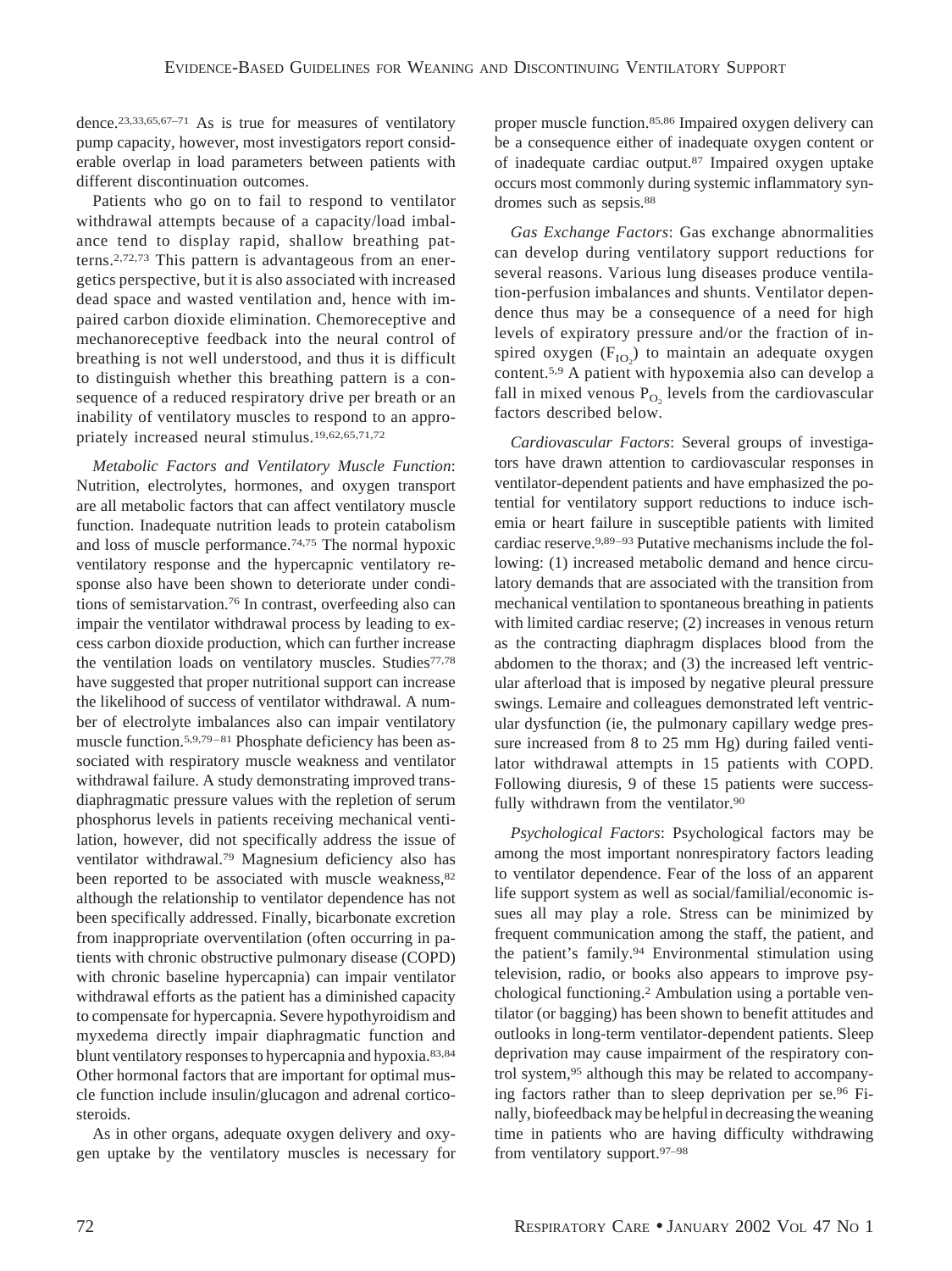dence.[23,33,65,67–71] As is true for measures of ventilatory pump capacity, however, most investigators report considerable overlap in load parameters between patients with different discontinuation outcomes.

Patients who go on to fail to respond to ventilator withdrawal attempts because of a capacity/load imbalance tend to display rapid, shallow breathing patterns.[2,72,73] This pattern is advantageous from an energetics perspective, but it is also associated with increased dead space and wasted ventilation and, hence with impaired carbon dioxide elimination. Chemoreceptive and mechanoreceptive feedback into the neural control of breathing is not well understood, and thus it is difficult to distinguish whether this breathing pattern is a consequence of a reduced respiratory drive per breath or an inability of ventilatory muscles to respond to an appropriately increased neural stimulus.[19,62,65,71,72]

*Metabolic Factors and Ventilatory Muscle Function*: Nutrition, electrolytes, hormones, and oxygen transport are all metabolic factors that can affect ventilatory muscle function. Inadequate nutrition leads to protein catabolism and loss of muscle performance.[74,75] The normal hypoxic ventilatory response and the hypercapnic ventilatory response also have been shown to deteriorate under conditions of semistarvation.[76] In contrast, overfeeding also can impair the ventilator withdrawal process by leading to excess carbon dioxide production, which can further increase the ventilation loads on ventilatory muscles. Studies[77,78] have suggested that proper nutritional support can increase the likelihood of success of ventilator withdrawal. A number of electrolyte imbalances also can impair ventilatory muscle function.[5,9,79–81] Phosphate deficiency has been associated with respiratory muscle weakness and ventilator withdrawal failure. A study demonstrating improved transdiaphragmatic pressure values with the repletion of serum phosphorus levels in patients receiving mechanical ventilation, however, did not specifically address the issue of ventilator withdrawal.[79] Magnesium deficiency also has been reported to be associated with muscle weakness,[82] although the relationship to ventilator dependence has not been specifically addressed. Finally, bicarbonate excretion from inappropriate overventilation (often occurring in patients with chronic obstructive pulmonary disease (COPD) with chronic baseline hypercapnia) can impair ventilator withdrawal efforts as the patient has a diminished capacity to compensate for hypercapnia. Severe hypothyroidism and myxedema directly impair diaphragmatic function and blunt ventilatory responses to hypercapnia and hypoxia.[83,84] Other hormonal factors that are important for optimal muscle function include insulin/glucagon and adrenal corticosteroids.

As in other organs, adequate oxygen delivery and oxygen uptake by the ventilatory muscles is necessary for proper muscle function.[85,86] Impaired oxygen delivery can be a consequence either of inadequate oxygen content or of inadequate cardiac output.[87] Impaired oxygen uptake occurs most commonly during systemic inflammatory syndromes such as sepsis.[88]

*Gas Exchange Factors*: Gas exchange abnormalities can develop during ventilatory support reductions for several reasons. Various lung diseases produce ventilation-perfusion imbalances and shunts. Ventilator dependence thus may be a consequence of a need for high levels of expiratory pressure and/or the fraction of inspired oxygen ($F_{IO_2}$) to maintain an adequate oxygen content.[5,9] A patient with hypoxemia also can develop a fall in mixed venous $P_{O_2}$ levels from the cardiovascular factors described below.

*Cardiovascular Factors*: Several groups of investigators have drawn attention to cardiovascular responses in ventilator-dependent patients and have emphasized the potential for ventilatory support reductions to induce ischemia or heart failure in susceptible patients with limited cardiac reserve.[9,89–93] Putative mechanisms include the following: (1) increased metabolic demand and hence circulatory demands that are associated with the transition from mechanical ventilation to spontaneous breathing in patients with limited cardiac reserve; (2) increases in venous return as the contracting diaphragm displaces blood from the abdomen to the thorax; and (3) the increased left ventricular afterload that is imposed by negative pleural pressure swings. Lemaire and colleagues demonstrated left ventricular dysfunction (ie, the pulmonary capillary wedge pressure increased from 8 to 25 mm Hg) during failed ventilator withdrawal attempts in 15 patients with COPD. Following diuresis, 9 of these 15 patients were successfully withdrawn from the ventilator.[90]

*Psychological Factors*: Psychological factors may be among the most important nonrespiratory factors leading to ventilator dependence. Fear of the loss of an apparent life support system as well as social/familial/economic issues all may play a role. Stress can be minimized by frequent communication among the staff, the patient, and the patient's family.[94] Environmental stimulation using television, radio, or books also appears to improve psychological functioning.[2] Ambulation using a portable ventilator (or bagging) has been shown to benefit attitudes and outlooks in long-term ventilator-dependent patients. Sleep deprivation may cause impairment of the respiratory control system,[95] although this may be related to accompanying factors rather than to sleep deprivation per se.[96] Finally, biofeedback may be helpful in decreasing the weaning time in patients who are having difficulty withdrawing from ventilatory support.[97–98]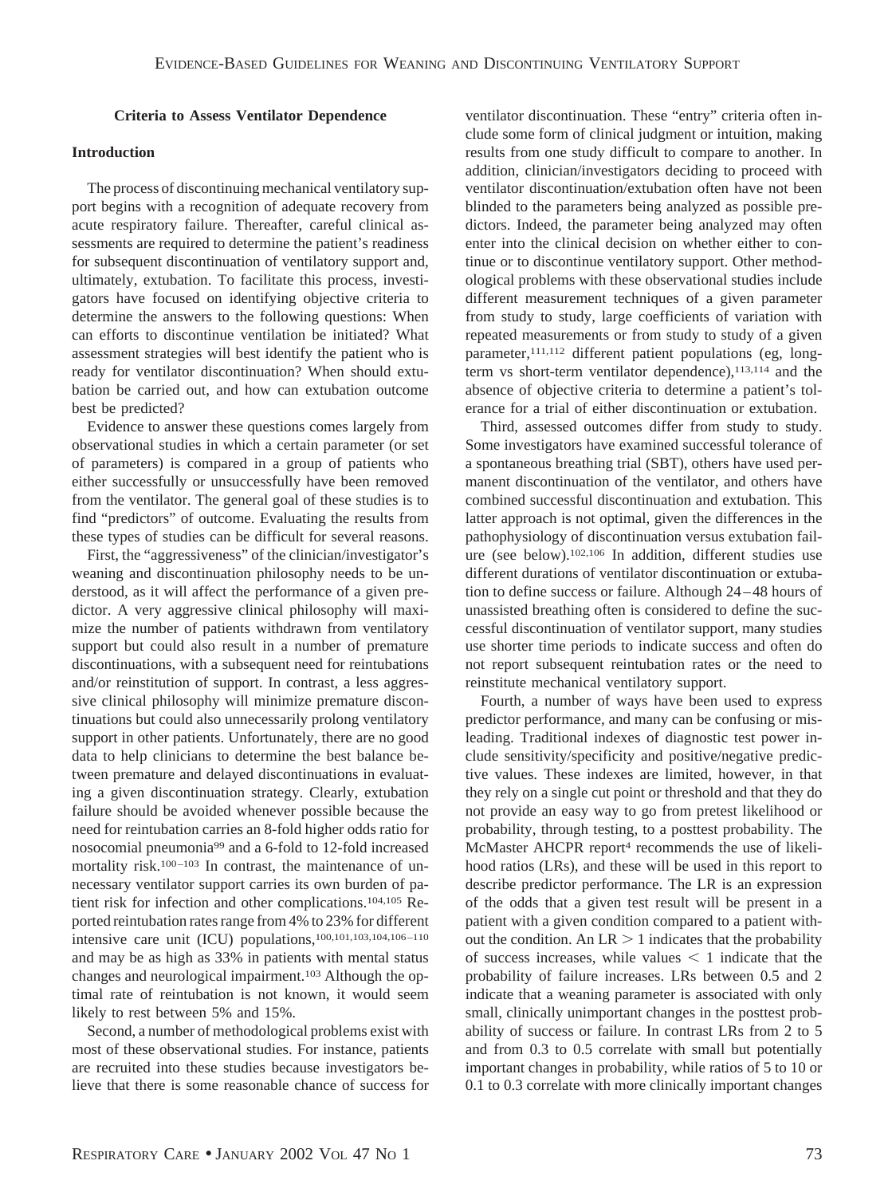## Criteria to Assess Ventilator Dependence

### Introduction

The process of discontinuing mechanical ventilatory support begins with a recognition of adequate recovery from acute respiratory failure. Thereafter, careful clinical assessments are required to determine the patient's readiness for subsequent discontinuation of ventilatory support and, ultimately, extubation. To facilitate this process, investigators have focused on identifying objective criteria to determine the answers to the following questions: When can efforts to discontinue ventilation be initiated? What assessment strategies will best identify the patient who is ready for ventilator discontinuation? When should extubation be carried out, and how can extubation outcome best be predicted?

Evidence to answer these questions comes largely from observational studies in which a certain parameter (or set of parameters) is compared in a group of patients who either successfully or unsuccessfully have been removed from the ventilator. The general goal of these studies is to find "predictors" of outcome. Evaluating the results from these types of studies can be difficult for several reasons.

First, the "aggressiveness" of the clinician/investigator's weaning and discontinuation philosophy needs to be understood, as it will affect the performance of a given predictor. A very aggressive clinical philosophy will maximize the number of patients withdrawn from ventilatory support but could also result in a number of premature discontinuations, with a subsequent need for reintubations and/or reinstitution of support. In contrast, a less aggressive clinical philosophy will minimize premature discontinuations but could also unnecessarily prolong ventilatory support in other patients. Unfortunately, there are no good data to help clinicians to determine the best balance between premature and delayed discontinuations in evaluating a given discontinuation strategy. Clearly, extubation failure should be avoided whenever possible because the need for reintubation carries an 8-fold higher odds ratio for nosocomial pneumonia[99] and a 6-fold to 12-fold increased mortality risk.[100–103] In contrast, the maintenance of unnecessary ventilator support carries its own burden of patient risk for infection and other complications.[104,105] Reported reintubation rates range from 4% to 23% for different intensive care unit (ICU) populations,[100,101,103,104,106–110] and may be as high as 33% in patients with mental status changes and neurological impairment.[103] Although the optimal rate of reintubation is not known, it would seem likely to rest between 5% and 15%.

Second, a number of methodological problems exist with most of these observational studies. For instance, patients are recruited into these studies because investigators believe that there is some reasonable chance of success for ventilator discontinuation. These "entry" criteria often include some form of clinical judgment or intuition, making results from one study difficult to compare to another. In addition, clinician/investigators deciding to proceed with ventilator discontinuation/extubation often have not been blinded to the parameters being analyzed as possible predictors. Indeed, the parameter being analyzed may often enter into the clinical decision on whether either to continue or to discontinue ventilatory support. Other methodological problems with these observational studies include different measurement techniques of a given parameter from study to study, large coefficients of variation with repeated measurements or from study to study of a given parameter,[111,112] different patient populations (eg, long-term vs short-term ventilator dependence),[113,114] and the absence of objective criteria to determine a patient's tolerance for a trial of either discontinuation or extubation.

Third, assessed outcomes differ from study to study. Some investigators have examined successful tolerance of a spontaneous breathing trial (SBT), others have used permanent discontinuation of the ventilator, and others have combined successful discontinuation and extubation. This latter approach is not optimal, given the differences in the pathophysiology of discontinuation versus extubation failure (see below).[102,106] In addition, different studies use different durations of ventilator discontinuation or extubation to define success or failure. Although 24–48 hours of unassisted breathing often is considered to define the successful discontinuation of ventilator support, many studies use shorter time periods to indicate success and often do not report subsequent reintubation rates or the need to reinstitute mechanical ventilatory support.

Fourth, a number of ways have been used to express predictor performance, and many can be confusing or misleading. Traditional indexes of diagnostic test power include sensitivity/specificity and positive/negative predictive values. These indexes are limited, however, in that they rely on a single cut point or threshold and that they do not provide an easy way to go from pretest likelihood or probability, through testing, to a posttest probability. The McMaster AHCPR report[4] recommends the use of likelihood ratios (LRs), and these will be used in this report to describe predictor performance. The LR is an expression of the odds that a given test result will be present in a patient with a given condition compared to a patient without the condition. An LR $> 1$ indicates that the probability of success increases, while values $< 1$ indicate that the probability of failure increases. LRs between 0.5 and 2 indicate that a weaning parameter is associated with only small, clinically unimportant changes in the posttest probability of success or failure. In contrast LRs from 2 to 5 and from 0.3 to 0.5 correlate with small but potentially important changes in probability, while ratios of 5 to 10 or 0.1 to 0.3 correlate with more clinically important changes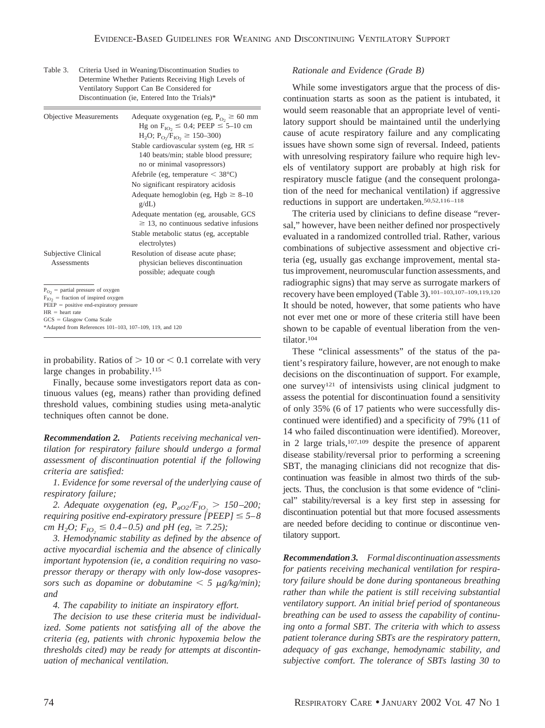Table 3. Criteria Used in Weaning/Discontinuation Studies to Determine Whether Patients Receiving High Levels of Ventilatory Support Can Be Considered for Discontinuation (ie, Entered Into the Trials)*

| | |
|---|---|
| Objective Measurements | Adequate oxygenation (eg, $P_{O_2} \geq 60$ mm Hg on $F_{IO_2} \leq 0.4$; PEEP $\leq$ 5–10 cm $H_2O$; $P_{O_2}/F_{IO_2} \geq$ 150–300) |
| | Stable cardiovascular system (eg, HR $\leq$ 140 beats/min; stable blood pressure; no or minimal vasopressors) |
| | Afebrile (eg, temperature $<$ 38°C) |
| | No significant respiratory acidosis |
| | Adequate hemoglobin (eg, Hgb $\geq$ 8–10 g/dL) |
| | Adequate mentation (eg, arousable, GCS $\geq$ 13, no continuous sedative infusions |
| | Stable metabolic status (eg, acceptable electrolytes) |
| Subjective Clinical Assessments | Resolution of disease acute phase; physician believes discontinuation possible; adequate cough |

$P_{O_2}$ = partial pressure of oxygen
$F_{IO_2}$ = fraction of inspired oxygen
PEEP = positive end-expiratory pressure
HR = heart rate
GCS = Glasgow Coma Scale
*Adapted from References 101–103, 107–109, 119, and 120

in probability. Ratios of $> 10$ or $< 0.1$ correlate with very large changes in probability.[115]

Finally, because some investigators report data as continuous values (eg, means) rather than providing defined threshold values, combining studies using meta-analytic techniques often cannot be done.

***Recommendation 2.*** *Patients receiving mechanical ventilation for respiratory failure should undergo a formal assessment of discontinuation potential if the following criteria are satisfied:*

*1. Evidence for some reversal of the underlying cause of respiratory failure;*

*2. Adequate oxygenation (eg, $P_{aO2}/F_{IO_2} >$ 150–200; requiring positive end-expiratory pressure [PEEP] $\leq$ 5–8 cm $H_2O$; $F_{IO_2} \leq$ 0.4–0.5) and pH (eg, $\geq$ 7.25);*

*3. Hemodynamic stability as defined by the absence of active myocardial ischemia and the absence of clinically important hypotension (ie, a condition requiring no vasopressor therapy or therapy with only low-dose vasopressors such as dopamine or dobutamine $< 5$ μg/kg/min); and*

*4. The capability to initiate an inspiratory effort.*

*The decision to use these criteria must be individualized. Some patients not satisfying all of the above the criteria (eg, patients with chronic hypoxemia below the thresholds cited) may be ready for attempts at discontinuation of mechanical ventilation.*

*Rationale and Evidence (Grade B)*

While some investigators argue that the process of discontinuation starts as soon as the patient is intubated, it would seem reasonable that an appropriate level of ventilatory support should be maintained until the underlying cause of acute respiratory failure and any complicating issues have shown some sign of reversal. Indeed, patients with unresolving respiratory failure who require high levels of ventilatory support are probably at high risk for respiratory muscle fatigue (and the consequent prolongation of the need for mechanical ventilation) if aggressive reductions in support are undertaken.[50,52,116–118]

The criteria used by clinicians to define disease "reversal," however, have been neither defined nor prospectively evaluated in a randomized controlled trial. Rather, various combinations of subjective assessment and objective criteria (eg, usually gas exchange improvement, mental status improvement, neuromuscular function assessments, and radiographic signs) that may serve as surrogate markers of recovery have been employed (Table 3).[101–103,107–109,119,120] It should be noted, however, that some patients who have not ever met one or more of these criteria still have been shown to be capable of eventual liberation from the ventilator.[104]

These "clinical assessments" of the status of the patient's respiratory failure, however, are not enough to make decisions on the discontinuation of support. For example, one survey[121] of intensivists using clinical judgment to assess the potential for discontinuation found a sensitivity of only 35% (6 of 17 patients who were successfully discontinued were identified) and a specificity of 79% (11 of 14 who failed discontinuation were identified). Moreover, in 2 large trials,[107,109] despite the presence of apparent disease stability/reversal prior to performing a screening SBT, the managing clinicians did not recognize that discontinuation was feasible in almost two thirds of the subjects. Thus, the conclusion is that some evidence of "clinical" stability/reversal is a key first step in assessing for discontinuation potential but that more focused assessments are needed before deciding to continue or discontinue ventilatory support.

***Recommendation 3.*** *Formal discontinuation assessments for patients receiving mechanical ventilation for respiratory failure should be done during spontaneous breathing rather than while the patient is still receiving substantial ventilatory support. An initial brief period of spontaneous breathing can be used to assess the capability of continuing onto a formal SBT. The criteria with which to assess patient tolerance during SBTs are the respiratory pattern, adequacy of gas exchange, hemodynamic stability, and subjective comfort. The tolerance of SBTs lasting 30 to*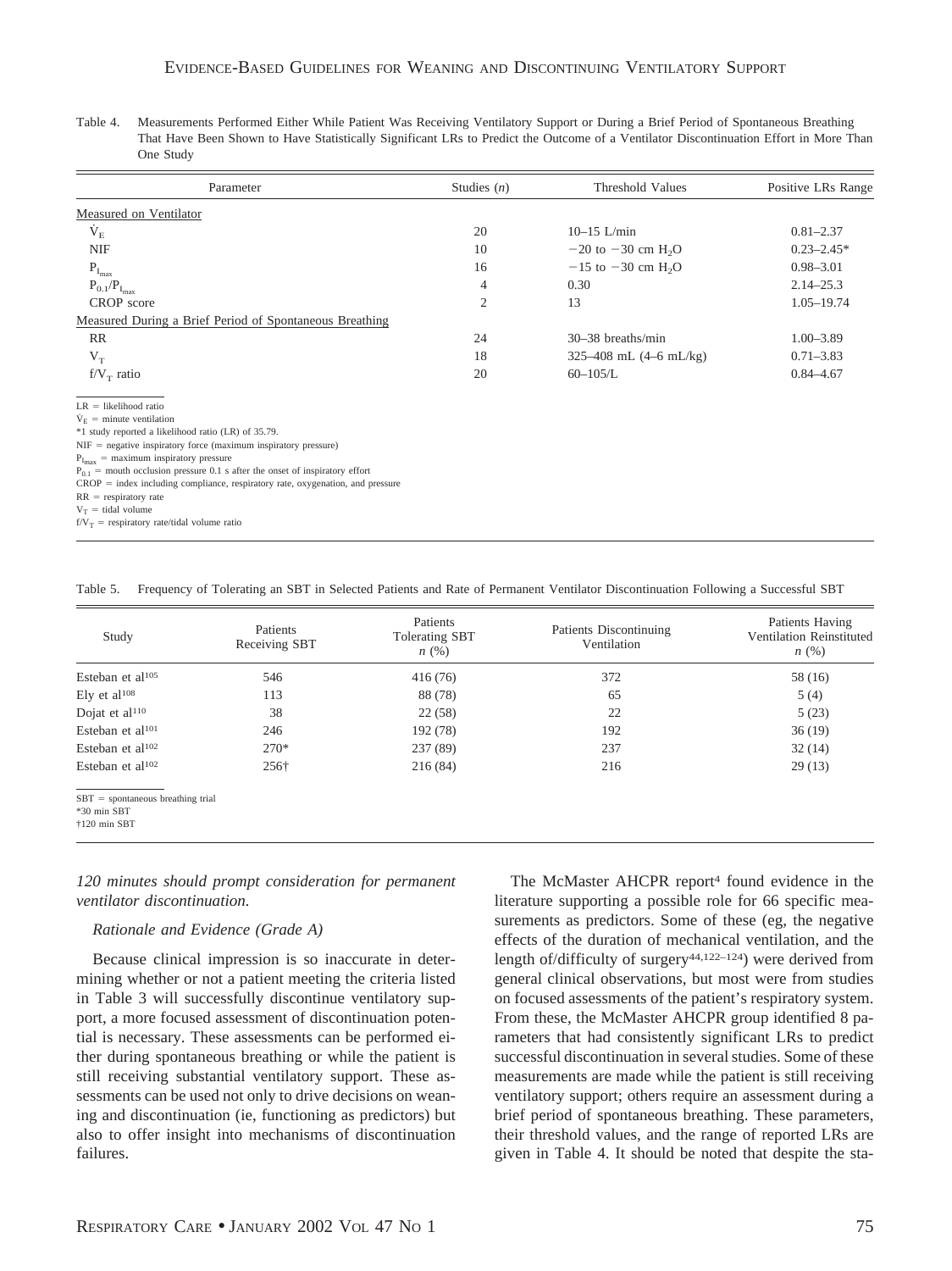Table 4. Measurements Performed Either While Patient Was Receiving Ventilatory Support or During a Brief Period of Spontaneous Breathing That Have Been Shown to Have Statistically Significant LRs to Predict the Outcome of a Ventilator Discontinuation Effort in More Than One Study

| Parameter | Studies ($n$) | Threshold Values | Positive LRs Range |
|---|---|---|---|
| Measured on Ventilator | | | |
| $\dot{V}_E$ | 20 | 10–15 L/min | 0.81–2.37 |
| NIF | 10 | −20 to −30 cm $H_2O$ | 0.23–2.45* |
| $P_{I_{max}}$ | 16 | −15 to −30 cm $H_2O$ | 0.98–3.01 |
| $P_{0.1}/P_{I_{max}}$ | 4 | 0.30 | 2.14–25.3 |
| CROP score | 2 | 13 | 1.05–19.74 |
| Measured During a Brief Period of Spontaneous Breathing | | | |
| RR | 24 | 30–38 breaths/min | 1.00–3.89 |
| $V_T$ | 18 | 325–408 mL (4–6 mL/kg) | 0.71–3.83 |
| $f/V_T$ ratio | 20 | 60–105/L | 0.84–4.67 |

LR = likelihood ratio
$\dot{V}_E$ = minute ventilation
*1 study reported a likelihood ratio (LR) of 35.79.
NIF = negative inspiratory force (maximum inspiratory pressure)
$P_{I_{max}}$ = maximum inspiratory pressure
$P_{0.1}$ = mouth occlusion pressure 0.1 s after the onset of inspiratory effort
CROP = index including compliance, respiratory rate, oxygenation, and pressure
RR = respiratory rate
$V_T$ = tidal volume
$f/V_T$ = respiratory rate/tidal volume ratio

Table 5. Frequency of Tolerating an SBT in Selected Patients and Rate of Permanent Ventilator Discontinuation Following a Successful SBT

| Study | Patients Receiving SBT | Patients Tolerating SBT $n$ (%) | Patients Discontinuing Ventilation | Patients Having Ventilation Reinstituted $n$ (%) |
|---|---|---|---|---|
| Esteban et al[105] | 546 | 416 (76) | 372 | 58 (16) |
| Ely et al[108] | 113 | 88 (78) | 65 | 5 (4) |
| Dojat et al[110] | 38 | 22 (58) | 22 | 5 (23) |
| Esteban et al[101] | 246 | 192 (78) | 192 | 36 (19) |
| Esteban et al[102] | 270* | 237 (89) | 237 | 32 (14) |
| Esteban et al[102] | 256† | 216 (84) | 216 | 29 (13) |

SBT = spontaneous breathing trial
*30 min SBT
†120 min SBT

*120 minutes should prompt consideration for permanent ventilator discontinuation.*

*Rationale and Evidence (Grade A)*

Because clinical impression is so inaccurate in determining whether or not a patient meeting the criteria listed in Table 3 will successfully discontinue ventilatory support, a more focused assessment of discontinuation potential is necessary. These assessments can be performed either during spontaneous breathing or while the patient is still receiving substantial ventilatory support. These assessments can be used not only to drive decisions on weaning and discontinuation (ie, functioning as predictors) but also to offer insight into mechanisms of discontinuation failures.

The McMaster AHCPR report[4] found evidence in the literature supporting a possible role for 66 specific measurements as predictors. Some of these (eg, the negative effects of the duration of mechanical ventilation, and the length of/difficulty of surgery[44,122–124]) were derived from general clinical observations, but most were from studies on focused assessments of the patient's respiratory system. From these, the McMaster AHCPR group identified 8 parameters that had consistently significant LRs to predict successful discontinuation in several studies. Some of these measurements are made while the patient is still receiving ventilatory support; others require an assessment during a brief period of spontaneous breathing. These parameters, their threshold values, and the range of reported LRs are given in Table 4. It should be noted that despite the sta-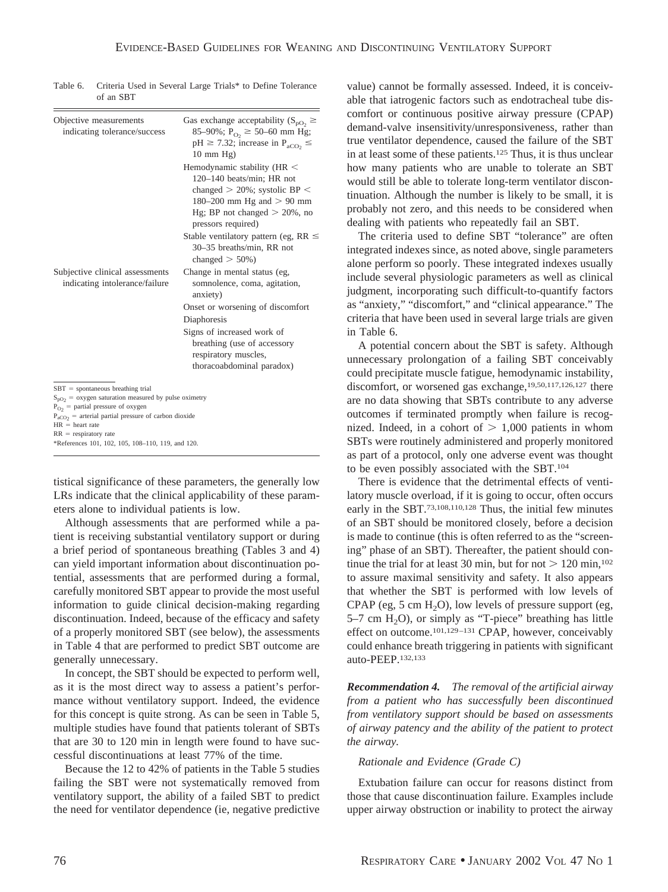Table 6. Criteria Used in Several Large Trials* to Define Tolerance of an SBT

| | |
|---|---|
| Objective measurements indicating tolerance/success | Gas exchange acceptability ($S_{pO_2} \geq$ 85–90%; $P_{O_2} \geq$ 50–60 mm Hg; pH $\geq$ 7.32; increase in $P_{aCO_2} \leq$ 10 mm Hg) |
| | Hemodynamic stability (HR < 120–140 beats/min; HR not changed > 20%; systolic BP < 180–200 mm Hg and > 90 mm Hg; BP not changed > 20%, no pressors required) |
| | Stable ventilatory pattern (eg, RR $\leq$ 30–35 breaths/min, RR not changed > 50%) |
| Subjective clinical assessments indicating intolerance/failure | Change in mental status (eg, somnolence, coma, agitation, anxiety) |
| | Onset or worsening of discomfort |
| | Diaphoresis |
| | Signs of increased work of breathing (use of accessory respiratory muscles, thoracoabdominal paradox) |

SBT = spontaneous breathing trial
$S_{pO_2}$ = oxygen saturation measured by pulse oximetry
$P_{O_2}$ = partial pressure of oxygen
$P_{aCO_2}$ = arterial partial pressure of carbon dioxide
HR = heart rate
RR = respiratory rate
*References 101, 102, 105, 108–110, 119, and 120.

tistical significance of these parameters, the generally low LRs indicate that the clinical applicability of these parameters alone to individual patients is low.

Although assessments that are performed while a patient is receiving substantial ventilatory support or during a brief period of spontaneous breathing (Tables 3 and 4) can yield important information about discontinuation potential, assessments that are performed during a formal, carefully monitored SBT appear to provide the most useful information to guide clinical decision-making regarding discontinuation. Indeed, because of the efficacy and safety of a properly monitored SBT (see below), the assessments in Table 4 that are performed to predict SBT outcome are generally unnecessary.

In concept, the SBT should be expected to perform well, as it is the most direct way to assess a patient's performance without ventilatory support. Indeed, the evidence for this concept is quite strong. As can be seen in Table 5, multiple studies have found that patients tolerant of SBTs that are 30 to 120 min in length were found to have successful discontinuations at least 77% of the time.

Because the 12 to 42% of patients in the Table 5 studies failing the SBT were not systematically removed from ventilatory support, the ability of a failed SBT to predict the need for ventilator dependence (ie, negative predictive value) cannot be formally assessed. Indeed, it is conceivable that iatrogenic factors such as endotracheal tube discomfort or continuous positive airway pressure (CPAP) demand-valve insensitivity/unresponsiveness, rather than true ventilator dependence, caused the failure of the SBT in at least some of these patients.[125] Thus, it is thus unclear how many patients who are unable to tolerate an SBT would still be able to tolerate long-term ventilator discontinuation. Although the number is likely to be small, it is probably not zero, and this needs to be considered when dealing with patients who repeatedly fail an SBT.

The criteria used to define SBT "tolerance" are often integrated indexes since, as noted above, single parameters alone perform so poorly. These integrated indexes usually include several physiologic parameters as well as clinical judgment, incorporating such difficult-to-quantify factors as "anxiety," "discomfort," and "clinical appearance." The criteria that have been used in several large trials are given in Table 6.

A potential concern about the SBT is safety. Although unnecessary prolongation of a failing SBT conceivably could precipitate muscle fatigue, hemodynamic instability, discomfort, or worsened gas exchange,[19,50,117,126,127] there are no data showing that SBTs contribute to any adverse outcomes if terminated promptly when failure is recognized. Indeed, in a cohort of > 1,000 patients in whom SBTs were routinely administered and properly monitored as part of a protocol, only one adverse event was thought to be even possibly associated with the SBT.[104]

There is evidence that the detrimental effects of ventilatory muscle overload, if it is going to occur, often occurs early in the SBT.[73,108,110,128] Thus, the initial few minutes of an SBT should be monitored closely, before a decision is made to continue (this is often referred to as the "screening" phase of an SBT). Thereafter, the patient should continue the trial for at least 30 min, but for not > 120 min,[102] to assure maximal sensitivity and safety. It also appears that whether the SBT is performed with low levels of CPAP (eg, 5 cm $H_2O$), low levels of pressure support (eg, 5–7 cm $H_2O$), or simply as "T-piece" breathing has little effect on outcome.[101,129–131] CPAP, however, conceivably could enhance breath triggering in patients with significant auto-PEEP.[132,133]

***Recommendation 4.*** *The removal of the artificial airway from a patient who has successfully been discontinued from ventilatory support should be based on assessments of airway patency and the ability of the patient to protect the airway.*

*Rationale and Evidence (Grade C)*

Extubation failure can occur for reasons distinct from those that cause discontinuation failure. Examples include upper airway obstruction or inability to protect the airway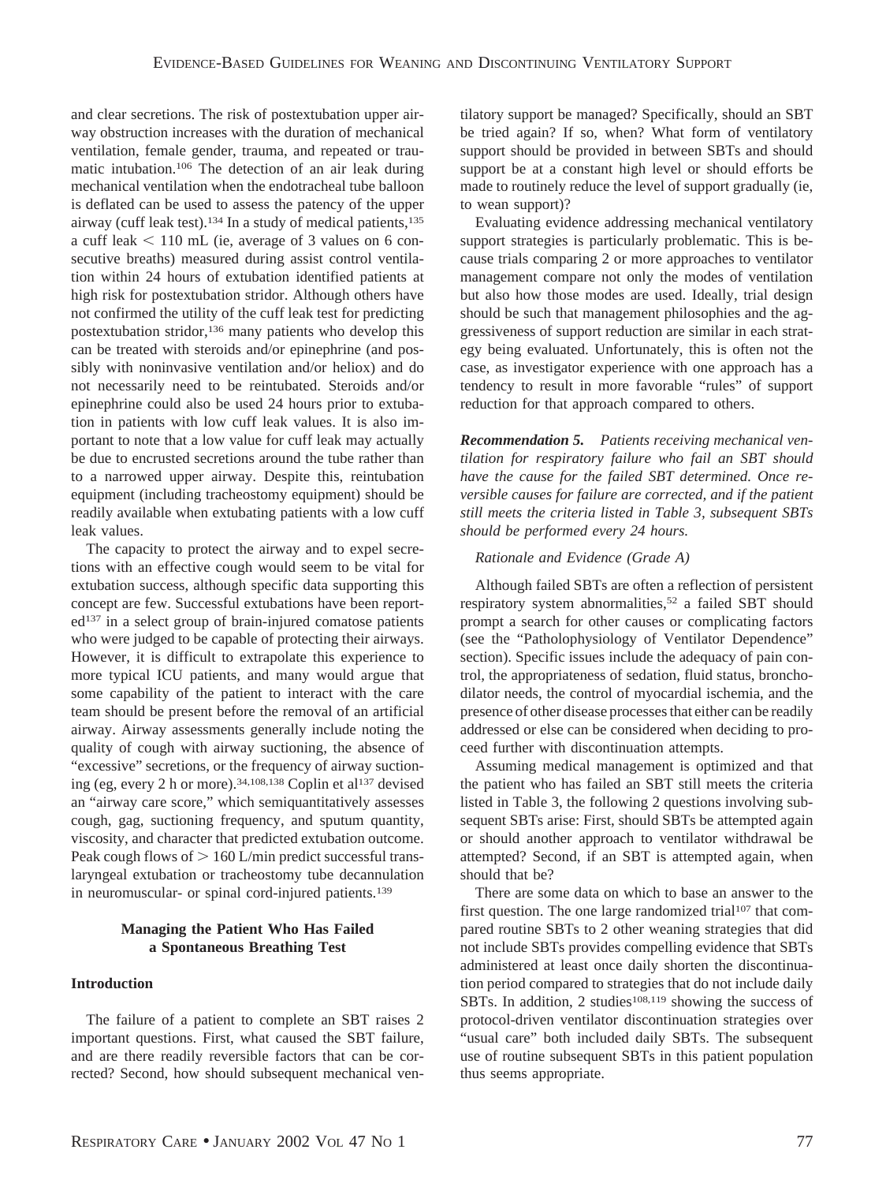and clear secretions. The risk of postextubation upper airway obstruction increases with the duration of mechanical ventilation, female gender, trauma, and repeated or traumatic intubation.[106] The detection of an air leak during mechanical ventilation when the endotracheal tube balloon is deflated can be used to assess the patency of the upper airway (cuff leak test).[134] In a study of medical patients,[135] a cuff leak $< 110$ mL (ie, average of 3 values on 6 consecutive breaths) measured during assist control ventilation within 24 hours of extubation identified patients at high risk for postextubation stridor. Although others have not confirmed the utility of the cuff leak test for predicting postextubation stridor,[136] many patients who develop this can be treated with steroids and/or epinephrine (and possibly with noninvasive ventilation and/or heliox) and do not necessarily need to be reintubated. Steroids and/or epinephrine could also be used 24 hours prior to extubation in patients with low cuff leak values. It is also important to note that a low value for cuff leak may actually be due to encrusted secretions around the tube rather than to a narrowed upper airway. Despite this, reintubation equipment (including tracheostomy equipment) should be readily available when extubating patients with a low cuff leak values.

The capacity to protect the airway and to expel secretions with an effective cough would seem to be vital for extubation success, although specific data supporting this concept are few. Successful extubations have been reported[137] in a select group of brain-injured comatose patients who were judged to be capable of protecting their airways. However, it is difficult to extrapolate this experience to more typical ICU patients, and many would argue that some capability of the patient to interact with the care team should be present before the removal of an artificial airway. Airway assessments generally include noting the quality of cough with airway suctioning, the absence of "excessive" secretions, or the frequency of airway suctioning (eg, every 2 h or more).[34,108,138] Coplin et al[137] devised an "airway care score," which semiquantitatively assesses cough, gag, suctioning frequency, and sputum quantity, viscosity, and character that predicted extubation outcome. Peak cough flows of $> 160$ L/min predict successful translaryngeal extubation or tracheostomy tube decannulation in neuromuscular- or spinal cord-injured patients.[139]

## Managing the Patient Who Has Failed a Spontaneous Breathing Test

### Introduction

The failure of a patient to complete an SBT raises 2 important questions. First, what caused the SBT failure, and are there readily reversible factors that can be corrected? Second, how should subsequent mechanical ventilatory support be managed? Specifically, should an SBT be tried again? If so, when? What form of ventilatory support should be provided in between SBTs and should support be at a constant high level or should efforts be made to routinely reduce the level of support gradually (ie, to wean support)?

Evaluating evidence addressing mechanical ventilatory support strategies is particularly problematic. This is because trials comparing 2 or more approaches to ventilator management compare not only the modes of ventilation but also how those modes are used. Ideally, trial design should be such that management philosophies and the aggressiveness of support reduction are similar in each strategy being evaluated. Unfortunately, this is often not the case, as investigator experience with one approach has a tendency to result in more favorable "rules" of support reduction for that approach compared to others.

***Recommendation 5.*** *Patients receiving mechanical ventilation for respiratory failure who fail an SBT should have the cause for the failed SBT determined. Once reversible causes for failure are corrected, and if the patient still meets the criteria listed in Table 3, subsequent SBTs should be performed every 24 hours.*

*Rationale and Evidence (Grade A)*

Although failed SBTs are often a reflection of persistent respiratory system abnormalities,[52] a failed SBT should prompt a search for other causes or complicating factors (see the "Pathophysiology of Ventilator Dependence" section). Specific issues include the adequacy of pain control, the appropriateness of sedation, fluid status, bronchodilator needs, the control of myocardial ischemia, and the presence of other disease processes that either can be readily addressed or else can be considered when deciding to proceed further with discontinuation attempts.

Assuming medical management is optimized and that the patient who has failed an SBT still meets the criteria listed in Table 3, the following 2 questions involving subsequent SBTs arise: First, should SBTs be attempted again or should another approach to ventilator withdrawal be attempted? Second, if an SBT is attempted again, when should that be?

There are some data on which to base an answer to the first question. The one large randomized trial[107] that compared routine SBTs to 2 other weaning strategies that did not include SBTs provides compelling evidence that SBTs administered at least once daily shorten the discontinuation period compared to strategies that do not include daily SBTs. In addition, 2 studies[108,119] showing the success of protocol-driven ventilator discontinuation strategies over "usual care" both included daily SBTs. The subsequent use of routine subsequent SBTs in this patient population thus seems appropriate.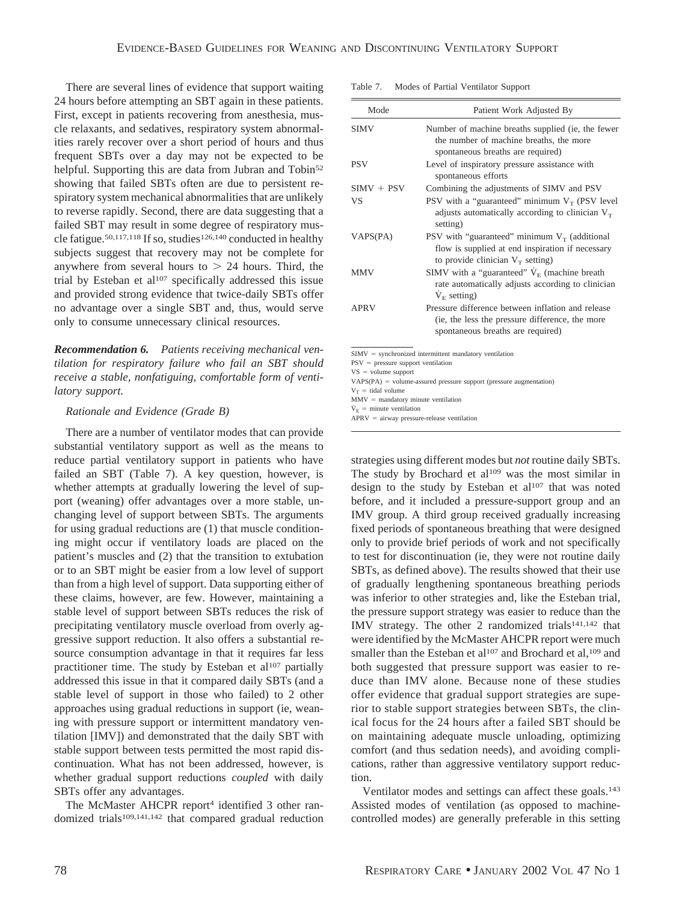There are several lines of evidence that support waiting 24 hours before attempting an SBT again in these patients. First, except in patients recovering from anesthesia, muscle relaxants, and sedatives, respiratory system abnormalities rarely recover over a short period of hours and thus frequent SBTs over a day may not be expected to be helpful. Supporting this are data from Jubran and Tobin[52] showing that failed SBTs often are due to persistent respiratory system mechanical abnormalities that are unlikely to reverse rapidly. Second, there are data suggesting that a failed SBT may result in some degree of respiratory muscle fatigue.[50,117,118] If so, studies[126,140] conducted in healthy subjects suggest that recovery may not be complete for anywhere from several hours to > 24 hours. Third, the trial by Esteban et al[107] specifically addressed this issue and provided strong evidence that twice-daily SBTs offer no advantage over a single SBT and, thus, would serve only to consume unnecessary clinical resources.

***Recommendation 6.*** *Patients receiving mechanical ventilation for respiratory failure who fail an SBT should receive a stable, nonfatiguing, comfortable form of ventilatory support.*

*Rationale and Evidence (Grade B)*

There are a number of ventilator modes that can provide substantial ventilatory support as well as the means to reduce partial ventilatory support in patients who have failed an SBT (Table 7). A key question, however, is whether attempts at gradually lowering the level of support (weaning) offer advantages over a more stable, unchanging level of support between SBTs. The arguments for using gradual reductions are (1) that muscle conditioning might occur if ventilatory loads are placed on the patient's muscles and (2) that the transition to extubation or to an SBT might be easier from a low level of support than from a high level of support. Data supporting either of these claims, however, are few. However, maintaining a stable level of support between SBTs reduces the risk of precipitating ventilatory muscle overload from overly aggressive support reduction. It also offers a substantial resource consumption advantage in that it requires far less practitioner time. The study by Esteban et al[107] partially addressed this issue in that it compared daily SBTs (and a stable level of support in those who failed) to 2 other approaches using gradual reductions in support (ie, weaning with pressure support or intermittent mandatory ventilation [IMV]) and demonstrated that the daily SBT with stable support between tests permitted the most rapid discontinuation. What has not been addressed, however, is whether gradual support reductions *coupled* with daily SBTs offer any advantages.

The McMaster AHCPR report[4] identified 3 other randomized trials[109,141,142] that compared gradual reduction strategies using different modes but *not* routine daily SBTs. The study by Brochard et al[109] was the most similar in design to the study by Esteban et al[107] that was noted before, and it included a pressure-support group and an IMV group. A third group received gradually increasing fixed periods of spontaneous breathing that were designed only to provide brief periods of work and not specifically to test for discontinuation (ie, they were not routine daily SBTs, as defined above). The results showed that their use of gradually lengthening spontaneous breathing periods was inferior to other strategies and, like the Esteban trial, the pressure support strategy was easier to reduce than the IMV strategy. The other 2 randomized trials[141,142] that were identified by the McMaster AHCPR report were much smaller than the Esteban et al[107] and Brochard et al,[109] and both suggested that pressure support was easier to reduce than IMV alone. Because none of these studies offer evidence that gradual support strategies are superior to stable support strategies between SBTs, the clinical focus for the 24 hours after a failed SBT should be on maintaining adequate muscle unloading, optimizing comfort (and thus sedation needs), and avoiding complications, rather than aggressive ventilatory support reduction.

Ventilator modes and settings can affect these goals.[143] Assisted modes of ventilation (as opposed to machine-controlled modes) are generally preferable in this setting

Table 7. Modes of Partial Ventilator Support

| Mode | Patient Work Adjusted By |
|---|---|
| SIMV | Number of machine breaths supplied (ie, the fewer the number of machine breaths, the more spontaneous breaths are required) |
| PSV | Level of inspiratory pressure assistance with spontaneous efforts |
| SIMV + PSV | Combining the adjustments of SIMV and PSV |
| VS | PSV with a "guaranteed" minimum $V_T$ (PSV level adjusts automatically according to clinician $V_T$ setting) |
| VAPS(PA) | PSV with "guaranteed" minimum $V_T$ (additional flow is supplied at end inspiration if necessary to provide clinician $V_T$ setting) |
| MMV | SIMV with a "guaranteed" $\dot{V}_E$ (machine breath rate automatically adjusts according to clinician $\dot{V}_E$ setting) |
| APRV | Pressure difference between inflation and release (ie, the less the pressure difference, the more spontaneous breaths are required) |

SIMV = synchronized intermittent mandatory ventilation
PSV = pressure support ventilation
VS = volume support
VAPS(PA) = volume-assured pressure support (pressure augmentation)
$V_T$ = tidal volume
MMV = mandatory minute ventilation
$\dot{V}_E$ = minute ventilation
APRV = airway pressure-release ventilation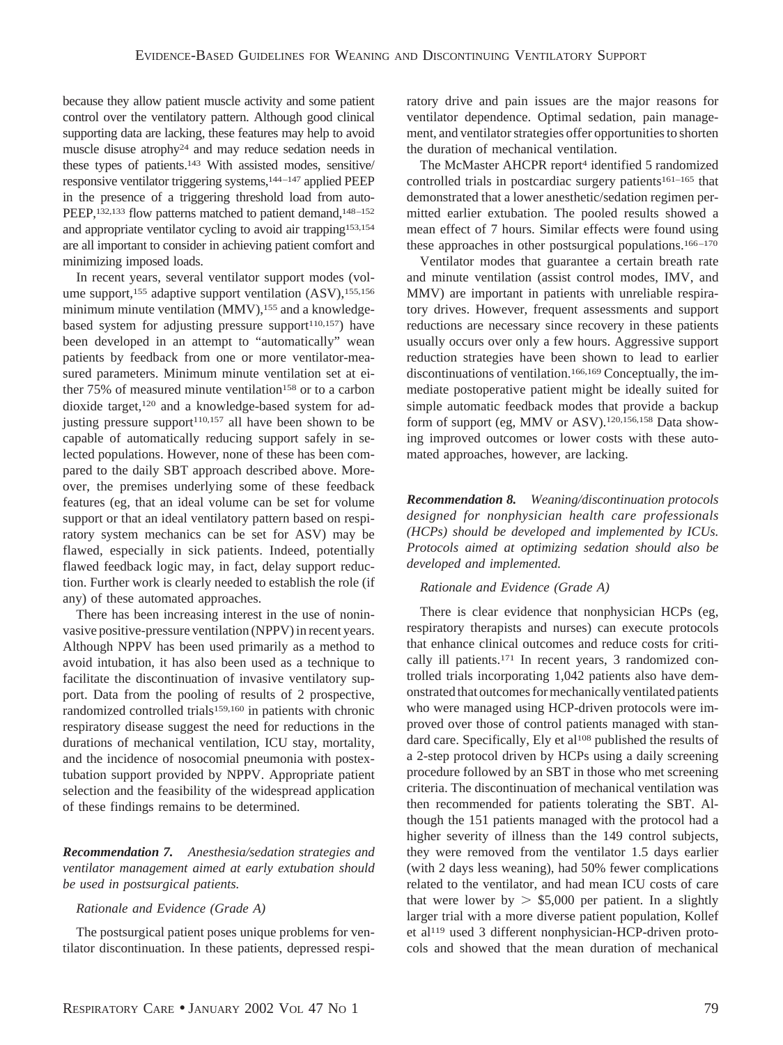because they allow patient muscle activity and some patient control over the ventilatory pattern. Although good clinical supporting data are lacking, these features may help to avoid muscle disuse atrophy[24] and may reduce sedation needs in these types of patients.[143] With assisted modes, sensitive/responsive ventilator triggering systems,[144–147] applied PEEP in the presence of a triggering threshold load from auto-PEEP,[132,133] flow patterns matched to patient demand,[148–152] and appropriate ventilator cycling to avoid air trapping[153,154] are all important to consider in achieving patient comfort and minimizing imposed loads.

In recent years, several ventilator support modes (volume support,[155] adaptive support ventilation (ASV),[155,156] minimum minute ventilation (MMV),[155] and a knowledge-based system for adjusting pressure support[110,157]) have been developed in an attempt to "automatically" wean patients by feedback from one or more ventilator-measured parameters. Minimum minute ventilation set at either 75% of measured minute ventilation[158] or to a carbon dioxide target,[120] and a knowledge-based system for adjusting pressure support[110,157] all have been shown to be capable of automatically reducing support safely in selected populations. However, none of these has been compared to the daily SBT approach described above. Moreover, the premises underlying some of these feedback features (eg, that an ideal volume can be set for volume support or that an ideal ventilatory pattern based on respiratory system mechanics can be set for ASV) may be flawed, especially in sick patients. Indeed, potentially flawed feedback logic may, in fact, delay support reduction. Further work is clearly needed to establish the role (if any) of these automated approaches.

There has been increasing interest in the use of noninvasive positive-pressure ventilation (NPPV) in recent years. Although NPPV has been used primarily as a method to avoid intubation, it has also been used as a technique to facilitate the discontinuation of invasive ventilatory support. Data from the pooling of results of 2 prospective, randomized controlled trials[159,160] in patients with chronic respiratory disease suggest the need for reductions in the durations of mechanical ventilation, ICU stay, mortality, and the incidence of nosocomial pneumonia with postextubation support provided by NPPV. Appropriate patient selection and the feasibility of the widespread application of these findings remains to be determined.

***Recommendation 7.*** *Anesthesia/sedation strategies and ventilator management aimed at early extubation should be used in postsurgical patients.*

*Rationale and Evidence (Grade A)*

The postsurgical patient poses unique problems for ventilator discontinuation. In these patients, depressed respiratory drive and pain issues are the major reasons for ventilator dependence. Optimal sedation, pain management, and ventilator strategies offer opportunities to shorten the duration of mechanical ventilation.

The McMaster AHCPR report[4] identified 5 randomized controlled trials in postcardiac surgery patients[161–165] that demonstrated that a lower anesthetic/sedation regimen permitted earlier extubation. The pooled results showed a mean effect of 7 hours. Similar effects were found using these approaches in other postsurgical populations.[166–170]

Ventilator modes that guarantee a certain breath rate and minute ventilation (assist control modes, IMV, and MMV) are important in patients with unreliable respiratory drives. However, frequent assessments and support reductions are necessary since recovery in these patients usually occurs over only a few hours. Aggressive support reduction strategies have been shown to lead to earlier discontinuations of ventilation.[166,169] Conceptually, the immediate postoperative patient might be ideally suited for simple automatic feedback modes that provide a backup form of support (eg, MMV or ASV).[120,156,158] Data showing improved outcomes or lower costs with these automated approaches, however, are lacking.

***Recommendation 8.*** *Weaning/discontinuation protocols designed for nonphysician health care professionals (HCPs) should be developed and implemented by ICUs. Protocols aimed at optimizing sedation should also be developed and implemented.*

*Rationale and Evidence (Grade A)*

There is clear evidence that nonphysician HCPs (eg, respiratory therapists and nurses) can execute protocols that enhance clinical outcomes and reduce costs for critically ill patients.[171] In recent years, 3 randomized controlled trials incorporating 1,042 patients also have demonstrated that outcomes for mechanically ventilated patients who were managed using HCP-driven protocols were improved over those of control patients managed with standard care. Specifically, Ely et al[108] published the results of a 2-step protocol driven by HCPs using a daily screening procedure followed by an SBT in those who met screening criteria. The discontinuation of mechanical ventilation was then recommended for patients tolerating the SBT. Although the 151 patients managed with the protocol had a higher severity of illness than the 149 control subjects, they were removed from the ventilator 1.5 days earlier (with 2 days less weaning), had 50% fewer complications related to the ventilator, and had mean ICU costs of care that were lower by > \$5,000 per patient. In a slightly larger trial with a more diverse patient population, Kollef et al[119] used 3 different nonphysician-HCP-driven protocols and showed that the mean duration of mechanical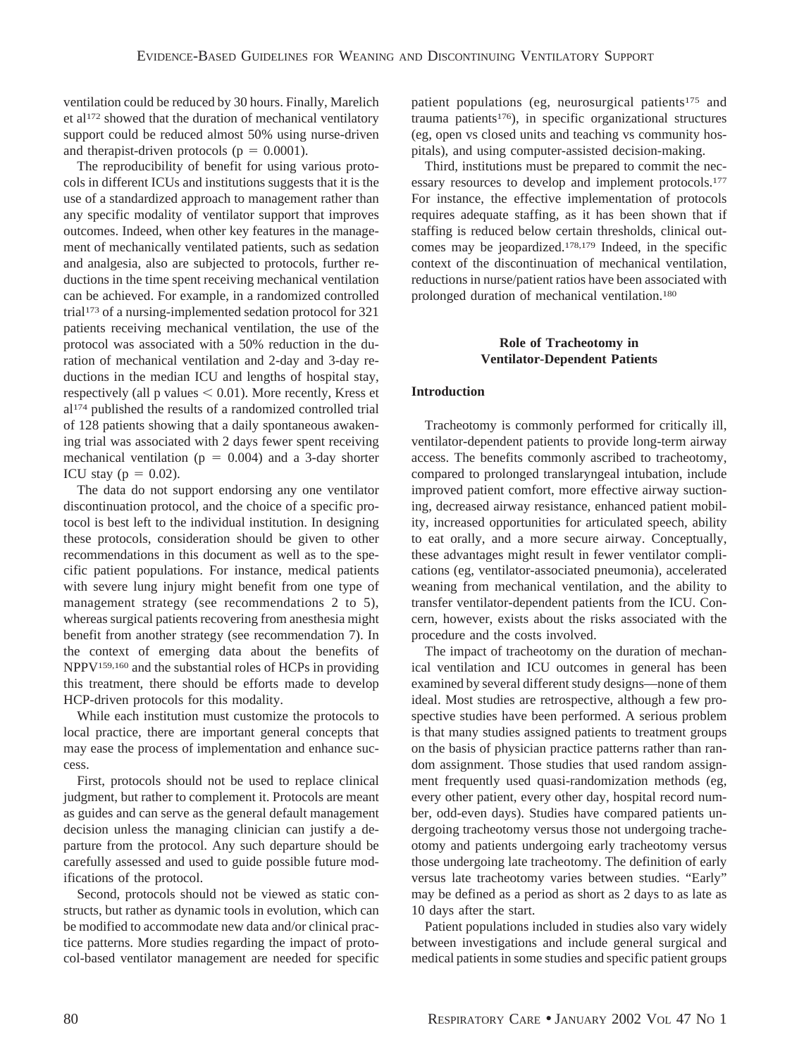ventilation could be reduced by 30 hours. Finally, Marelich et al[172] showed that the duration of mechanical ventilatory support could be reduced almost 50% using nurse-driven and therapist-driven protocols ($p = 0.0001$).

The reproducibility of benefit for using various protocols in different ICUs and institutions suggests that it is the use of a standardized approach to management rather than any specific modality of ventilator support that improves outcomes. Indeed, when other key features in the management of mechanically ventilated patients, such as sedation and analgesia, also are subjected to protocols, further reductions in the time spent receiving mechanical ventilation can be achieved. For example, in a randomized controlled trial[173] of a nursing-implemented sedation protocol for 321 patients receiving mechanical ventilation, the use of the protocol was associated with a 50% reduction in the duration of mechanical ventilation and 2-day and 3-day reductions in the median ICU and lengths of hospital stay, respectively (all p values $< 0.01$). More recently, Kress et al[174] published the results of a randomized controlled trial of 128 patients showing that a daily spontaneous awakening trial was associated with 2 days fewer spent receiving mechanical ventilation ($p = 0.004$) and a 3-day shorter ICU stay ($p = 0.02$).

The data do not support endorsing any one ventilator discontinuation protocol, and the choice of a specific protocol is best left to the individual institution. In designing these protocols, consideration should be given to other recommendations in this document as well as to the specific patient populations. For instance, medical patients with severe lung injury might benefit from one type of management strategy (see recommendations 2 to 5), whereas surgical patients recovering from anesthesia might benefit from another strategy (see recommendation 7). In the context of emerging data about the benefits of NPPV[159,160] and the substantial roles of HCPs in providing this treatment, there should be efforts made to develop HCP-driven protocols for this modality.

While each institution must customize the protocols to local practice, there are important general concepts that may ease the process of implementation and enhance success.

First, protocols should not be used to replace clinical judgment, but rather to complement it. Protocols are meant as guides and can serve as the general default management decision unless the managing clinician can justify a departure from the protocol. Any such departure should be carefully assessed and used to guide possible future modifications of the protocol.

Second, protocols should not be viewed as static constructs, but rather as dynamic tools in evolution, which can be modified to accommodate new data and/or clinical practice patterns. More studies regarding the impact of protocol-based ventilator management are needed for specific patient populations (eg, neurosurgical patients[175] and trauma patients[176]), in specific organizational structures (eg, open vs closed units and teaching vs community hospitals), and using computer-assisted decision-making.

Third, institutions must be prepared to commit the necessary resources to develop and implement protocols.[177] For instance, the effective implementation of protocols requires adequate staffing, as it has been shown that if staffing is reduced below certain thresholds, clinical outcomes may be jeopardized.[178,179] Indeed, in the specific context of the discontinuation of mechanical ventilation, reductions in nurse/patient ratios have been associated with prolonged duration of mechanical ventilation.[180]

## Role of Tracheotomy in Ventilator-Dependent Patients

### Introduction

Tracheotomy is commonly performed for critically ill, ventilator-dependent patients to provide long-term airway access. The benefits commonly ascribed to tracheotomy, compared to prolonged translaryngeal intubation, include improved patient comfort, more effective airway suctioning, decreased airway resistance, enhanced patient mobility, increased opportunities for articulated speech, ability to eat orally, and a more secure airway. Conceptually, these advantages might result in fewer ventilator complications (eg, ventilator-associated pneumonia), accelerated weaning from mechanical ventilation, and the ability to transfer ventilator-dependent patients from the ICU. Concern, however, exists about the risks associated with the procedure and the costs involved.

The impact of tracheotomy on the duration of mechanical ventilation and ICU outcomes in general has been examined by several different study designs—none of them ideal. Most studies are retrospective, although a few prospective studies have been performed. A serious problem is that many studies assigned patients to treatment groups on the basis of physician practice patterns rather than random assignment. Those studies that used random assignment frequently used quasi-randomization methods (eg, every other patient, every other day, hospital record number, odd-even days). Studies have compared patients undergoing tracheotomy versus those not undergoing tracheotomy and patients undergoing early tracheotomy versus those undergoing late tracheotomy. The definition of early versus late tracheotomy varies between studies. "Early" may be defined as a period as short as 2 days to as late as 10 days after the start.

Patient populations included in studies also vary widely between investigations and include general surgical and medical patients in some studies and specific patient groups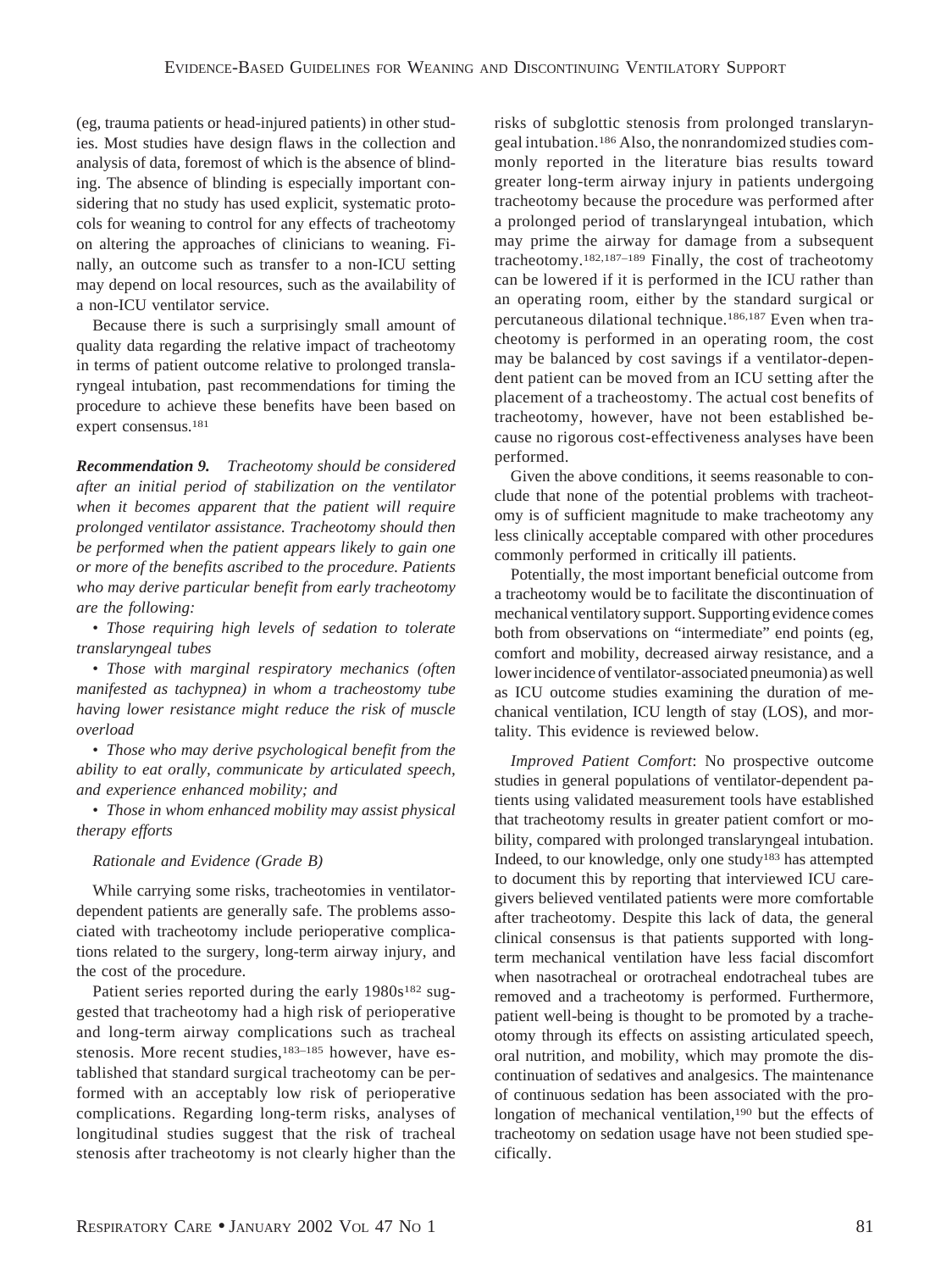(eg, trauma patients or head-injured patients) in other studies. Most studies have design flaws in the collection and analysis of data, foremost of which is the absence of blinding. The absence of blinding is especially important considering that no study has used explicit, systematic protocols for weaning to control for any effects of tracheotomy on altering the approaches of clinicians to weaning. Finally, an outcome such as transfer to a non-ICU setting may depend on local resources, such as the availability of a non-ICU ventilator service.

Because there is such a surprisingly small amount of quality data regarding the relative impact of tracheotomy in terms of patient outcome relative to prolonged translaryngeal intubation, past recommendations for timing the procedure to achieve these benefits have been based on expert consensus.[181]

***Recommendation 9.*** *Tracheotomy should be considered after an initial period of stabilization on the ventilator when it becomes apparent that the patient will require prolonged ventilator assistance. Tracheotomy should then be performed when the patient appears likely to gain one or more of the benefits ascribed to the procedure. Patients who may derive particular benefit from early tracheotomy are the following:*

- *Those requiring high levels of sedation to tolerate translaryngeal tubes*
- *Those with marginal respiratory mechanics (often manifested as tachypnea) in whom a tracheostomy tube having lower resistance might reduce the risk of muscle overload*
- *Those who may derive psychological benefit from the ability to eat orally, communicate by articulated speech, and experience enhanced mobility; and*
- *Those in whom enhanced mobility may assist physical therapy efforts*

*Rationale and Evidence (Grade B)*

While carrying some risks, tracheotomies in ventilator-dependent patients are generally safe. The problems associated with tracheotomy include perioperative complications related to the surgery, long-term airway injury, and the cost of the procedure.

Patient series reported during the early 1980s[182] suggested that tracheotomy had a high risk of perioperative and long-term airway complications such as tracheal stenosis. More recent studies,[183–185] however, have established that standard surgical tracheotomy can be performed with an acceptably low risk of perioperative complications. Regarding long-term risks, analyses of longitudinal studies suggest that the risk of tracheal stenosis after tracheotomy is not clearly higher than the risks of subglottic stenosis from prolonged translaryngeal intubation.[186] Also, the nonrandomized studies commonly reported in the literature bias results toward greater long-term airway injury in patients undergoing tracheotomy because the procedure was performed after a prolonged period of translaryngeal intubation, which may prime the airway for damage from a subsequent tracheotomy.[182,187–189] Finally, the cost of tracheotomy can be lowered if it is performed in the ICU rather than an operating room, either by the standard surgical or percutaneous dilational technique.[186,187] Even when tracheotomy is performed in an operating room, the cost may be balanced by cost savings if a ventilator-dependent patient can be moved from an ICU setting after the placement of a tracheostomy. The actual cost benefits of tracheotomy, however, have not been established because no rigorous cost-effectiveness analyses have been performed.

Given the above conditions, it seems reasonable to conclude that none of the potential problems with tracheotomy is of sufficient magnitude to make tracheotomy any less clinically acceptable compared with other procedures commonly performed in critically ill patients.

Potentially, the most important beneficial outcome from a tracheotomy would be to facilitate the discontinuation of mechanical ventilatory support. Supporting evidence comes both from observations on "intermediate" end points (eg, comfort and mobility, decreased airway resistance, and a lower incidence of ventilator-associated pneumonia) as well as ICU outcome studies examining the duration of mechanical ventilation, ICU length of stay (LOS), and mortality. This evidence is reviewed below.

*Improved Patient Comfort*: No prospective outcome studies in general populations of ventilator-dependent patients using validated measurement tools have established that tracheotomy results in greater patient comfort or mobility, compared with prolonged translaryngeal intubation. Indeed, to our knowledge, only one study[183] has attempted to document this by reporting that interviewed ICU caregivers believed ventilated patients were more comfortable after tracheotomy. Despite this lack of data, the general clinical consensus is that patients supported with long-term mechanical ventilation have less facial discomfort when nasotracheal or orotracheal endotracheal tubes are removed and a tracheotomy is performed. Furthermore, patient well-being is thought to be promoted by a tracheotomy through its effects on assisting articulated speech, oral nutrition, and mobility, which may promote the discontinuation of sedatives and analgesics. The maintenance of continuous sedation has been associated with the prolongation of mechanical ventilation,[190] but the effects of tracheotomy on sedation usage have not been studied specifically.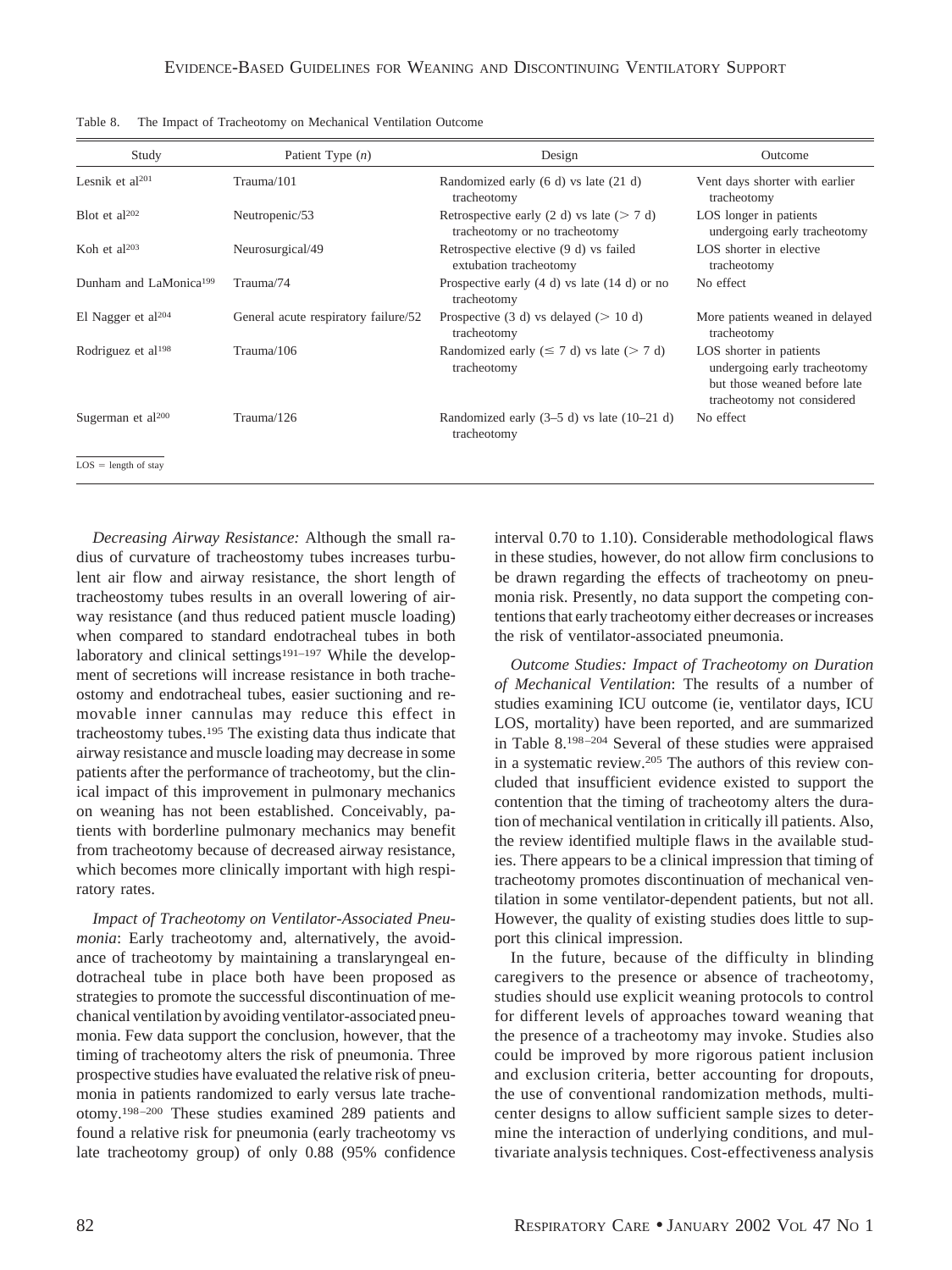Table 8. The Impact of Tracheotomy on Mechanical Ventilation Outcome

| Study | Patient Type (*n*) | Design | Outcome |
|---|---|---|---|
| Lesnik et al[201] | Trauma/101 | Randomized early (6 d) vs late (21 d) tracheotomy | Vent days shorter with earlier tracheotomy |
| Blot et al[202] | Neutropenic/53 | Retrospective early (2 d) vs late (> 7 d) tracheotomy or no tracheotomy | LOS longer in patients undergoing early tracheotomy |
| Koh et al[203] | Neurosurgical/49 | Retrospective elective (9 d) vs failed extubation tracheotomy | LOS shorter in elective tracheotomy |
| Dunham and LaMonica[199] | Trauma/74 | Prospective early (4 d) vs late (14 d) or no tracheotomy | No effect |
| El Nagger et al[204] | General acute respiratory failure/52 | Prospective (3 d) vs delayed (> 10 d) tracheotomy | More patients weaned in delayed tracheotomy |
| Rodriguez et al[198] | Trauma/106 | Randomized early (≤ 7 d) vs late (> 7 d) tracheotomy | LOS shorter in patients undergoing early tracheotomy but those weaned before late tracheotomy not considered |
| Sugerman et al[200] | Trauma/126 | Randomized early (3–5 d) vs late (10–21 d) tracheotomy | No effect |

LOS = length of stay

*Decreasing Airway Resistance:* Although the small radius of curvature of tracheostomy tubes increases turbulent air flow and airway resistance, the short length of tracheostomy tubes results in an overall lowering of airway resistance (and thus reduced patient muscle loading) when compared to standard endotracheal tubes in both laboratory and clinical settings[191–197] While the development of secretions will increase resistance in both tracheostomy and endotracheal tubes, easier suctioning and removable inner cannulas may reduce this effect in tracheostomy tubes.[195] The existing data thus indicate that airway resistance and muscle loading may decrease in some patients after the performance of tracheotomy, but the clinical impact of this improvement in pulmonary mechanics on weaning has not been established. Conceivably, patients with borderline pulmonary mechanics may benefit from tracheotomy because of decreased airway resistance, which becomes more clinically important with high respiratory rates.

*Impact of Tracheotomy on Ventilator-Associated Pneumonia*: Early tracheotomy and, alternatively, the avoidance of tracheotomy by maintaining a translaryngeal endotracheal tube in place both have been proposed as strategies to promote the successful discontinuation of mechanical ventilation by avoiding ventilator-associated pneumonia. Few data support the conclusion, however, that the timing of tracheotomy alters the risk of pneumonia. Three prospective studies have evaluated the relative risk of pneumonia in patients randomized to early versus late tracheotomy.[198–200] These studies examined 289 patients and found a relative risk for pneumonia (early tracheotomy vs late tracheotomy group) of only 0.88 (95% confidence interval 0.70 to 1.10). Considerable methodological flaws in these studies, however, do not allow firm conclusions to be drawn regarding the effects of tracheotomy on pneumonia risk. Presently, no data support the competing contentions that early tracheotomy either decreases or increases the risk of ventilator-associated pneumonia.

*Outcome Studies: Impact of Tracheotomy on Duration of Mechanical Ventilation*: The results of a number of studies examining ICU outcome (ie, ventilator days, ICU LOS, mortality) have been reported, and are summarized in Table 8.[198–204] Several of these studies were appraised in a systematic review.[205] The authors of this review concluded that insufficient evidence existed to support the contention that the timing of tracheotomy alters the duration of mechanical ventilation in critically ill patients. Also, the review identified multiple flaws in the available studies. There appears to be a clinical impression that timing of tracheotomy promotes discontinuation of mechanical ventilation in some ventilator-dependent patients, but not all. However, the quality of existing studies does little to support this clinical impression.

In the future, because of the difficulty in blinding caregivers to the presence or absence of tracheotomy, studies should use explicit weaning protocols to control for different levels of approaches toward weaning that the presence of a tracheotomy may invoke. Studies also could be improved by more rigorous patient inclusion and exclusion criteria, better accounting for dropouts, the use of conventional randomization methods, multicenter designs to allow sufficient sample sizes to determine the interaction of underlying conditions, and multivariate analysis techniques. Cost-effectiveness analysis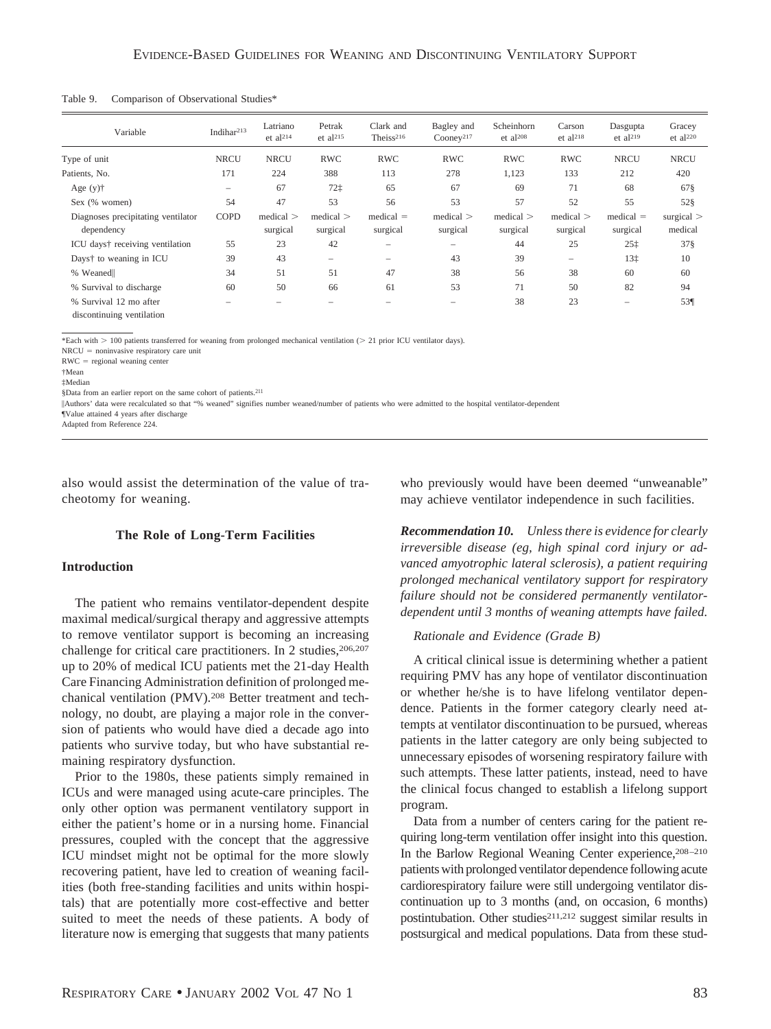Table 9. Comparison of Observational Studies*

| Variable | Indihar[213] | Latriano et al[214] | Petrak et al[215] | Clark and Theiss[216] | Bagley and Cooney[217] | Scheinhorn et al[208] | Carson et al[218] | Dasgupta et al[219] | Gracey et al[220] |
|---|---|---|---|---|---|---|---|---|---|
| Type of unit | NRCU | NRCU | RWC | RWC | RWC | RWC | RWC | NRCU | NRCU |
| Patients, No. | 171 | 224 | 388 | 113 | 278 | 1,123 | 133 | 212 | 420 |
| Age (y)† | – | 67 | 72‡ | 65 | 67 | 69 | 71 | 68 | 67§ |
| Sex (% women) | 54 | 47 | 53 | 56 | 53 | 57 | 52 | 55 | 52§ |
| Diagnoses precipitating ventilator dependency | COPD | medical > surgical | medical > surgical | medical = surgical | medical > surgical | medical > surgical | medical > surgical | medical = surgical | surgical > medical |
| ICU days† receiving ventilation | 55 | 23 | 42 | – | – | 44 | 25 | 25‡ | 37§ |
| Days† to weaning in ICU | 39 | 43 | – | – | 43 | 39 | – | 13‡ | 10 |
| % Weaned‖ | 34 | 51 | 51 | 47 | 38 | 56 | 38 | 60 | 60 |
| % Survival to discharge | 60 | 50 | 66 | 61 | 53 | 71 | 50 | 82 | 94 |
| % Survival 12 mo after discontinuing ventilation | – | – | – | – | – | 38 | 23 | – | 53¶ |

*Each with > 100 patients transferred for weaning from prolonged mechanical ventilation (> 21 prior ICU ventilator days).
NRCU = noninvasive respiratory care unit
RWC = regional weaning center
†Mean
‡Median
§Data from an earlier report on the same cohort of patients.[211]
‖Authors' data were recalculated so that "% weaned" signifies number weaned/number of patients who were admitted to the hospital ventilator-dependent
¶Value attained 4 years after discharge
Adapted from Reference 224.

also would assist the determination of the value of tracheotomy for weaning.

### The Role of Long-Term Facilities

#### Introduction

The patient who remains ventilator-dependent despite maximal medical/surgical therapy and aggressive attempts to remove ventilator support is becoming an increasing challenge for critical care practitioners. In 2 studies,[206,207] up to 20% of medical ICU patients met the 21-day Health Care Financing Administration definition of prolonged mechanical ventilation (PMV).[208] Better treatment and technology, no doubt, are playing a major role in the conversion of patients who would have died a decade ago into patients who survive today, but who have substantial remaining respiratory dysfunction.

Prior to the 1980s, these patients simply remained in ICUs and were managed using acute-care principles. The only other option was permanent ventilatory support in either the patient's home or in a nursing home. Financial pressures, coupled with the concept that the aggressive ICU mindset might not be optimal for the more slowly recovering patient, have led to creation of weaning facilities (both free-standing facilities and units within hospitals) that are potentially more cost-effective and better suited to meet the needs of these patients. A body of literature now is emerging that suggests that many patients who previously would have been deemed "unweanable" may achieve ventilator independence in such facilities.

***Recommendation 10.*** *Unless there is evidence for clearly irreversible disease (eg, high spinal cord injury or advanced amyotrophic lateral sclerosis), a patient requiring prolonged mechanical ventilatory support for respiratory failure should not be considered permanently ventilator-dependent until 3 months of weaning attempts have failed.*

*Rationale and Evidence (Grade B)*

A critical clinical issue is determining whether a patient requiring PMV has any hope of ventilator discontinuation or whether he/she is to have lifelong ventilator dependence. Patients in the former category clearly need attempts at ventilator discontinuation to be pursued, whereas patients in the latter category are only being subjected to unnecessary episodes of worsening respiratory failure with such attempts. These latter patients, instead, need to have the clinical focus changed to establish a lifelong support program.

Data from a number of centers caring for the patient requiring long-term ventilation offer insight into this question. In the Barlow Regional Weaning Center experience,[208–210] patients with prolonged ventilator dependence following acute cardiorespiratory failure were still undergoing ventilator discontinuation up to 3 months (and, on occasion, 6 months) postintubation. Other studies[211,212] suggest similar results in postsurgical and medical populations. Data from these stud-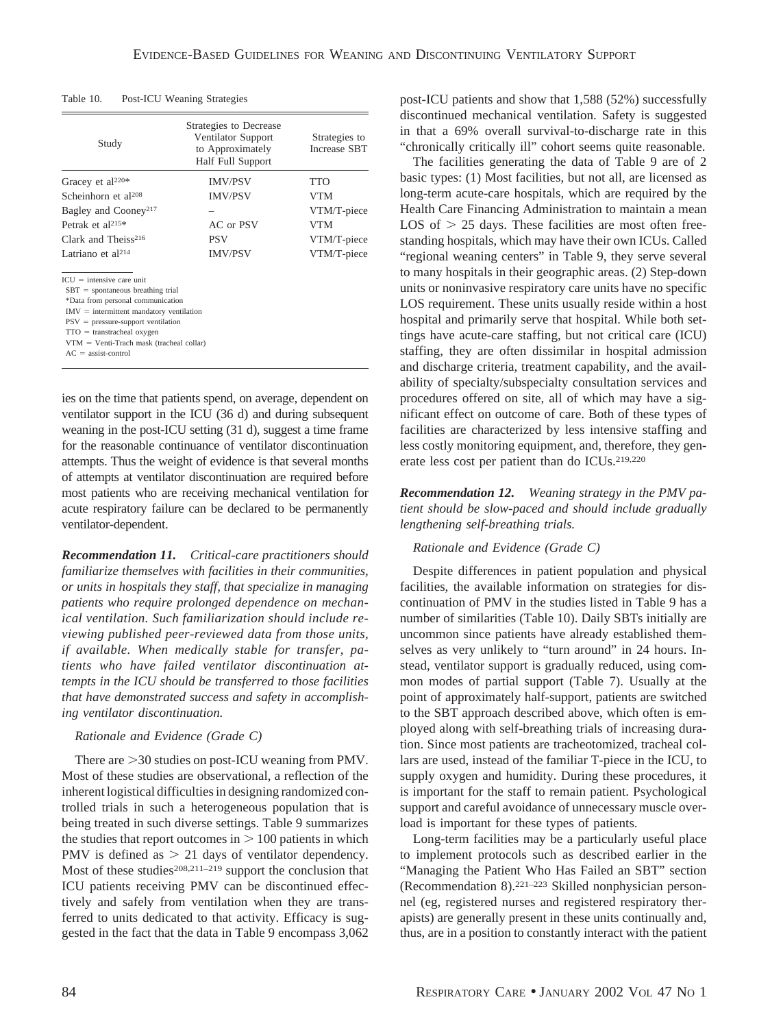Table 10. Post-ICU Weaning Strategies

| Study | Strategies to Decrease Ventilator Support to Approximately Half Full Support | Strategies to Increase SBT |
|---|---|---|
| Gracey et al[220]* | IMV/PSV | TTO |
| Scheinhorn et al[208] | IMV/PSV | VTM |
| Bagley and Cooney[217] | – | VTM/T-piece |
| Petrak et al[215]* | AC or PSV | VTM |
| Clark and Theiss[216] | PSV | VTM/T-piece |
| Latriano et al[214] | IMV/PSV | VTM/T-piece |

ICU = intensive care unit
SBT = spontaneous breathing trial
*Data from personal communication
IMV = intermittent mandatory ventilation
PSV = pressure-support ventilation
TTO = transtracheal oxygen
VTM = Venti-Trach mask (tracheal collar)
AC = assist-control

ies on the time that patients spend, on average, dependent on ventilator support in the ICU (36 d) and during subsequent weaning in the post-ICU setting (31 d), suggest a time frame for the reasonable continuance of ventilator discontinuation attempts. Thus the weight of evidence is that several months of attempts at ventilator discontinuation are required before most patients who are receiving mechanical ventilation for acute respiratory failure can be declared to be permanently ventilator-dependent.

***Recommendation 11.*** *Critical-care practitioners should familiarize themselves with facilities in their communities, or units in hospitals they staff, that specialize in managing patients who require prolonged dependence on mechanical ventilation. Such familiarization should include reviewing published peer-reviewed data from those units, if available. When medically stable for transfer, patients who have failed ventilator discontinuation attempts in the ICU should be transferred to those facilities that have demonstrated success and safety in accomplishing ventilator discontinuation.*

*Rationale and Evidence (Grade C)*

There are >30 studies on post-ICU weaning from PMV. Most of these studies are observational, a reflection of the inherent logistical difficulties in designing randomized controlled trials in such a heterogeneous population that is being treated in such diverse settings. Table 9 summarizes the studies that report outcomes in > 100 patients in which PMV is defined as > 21 days of ventilator dependency. Most of these studies[208,211–219] support the conclusion that ICU patients receiving PMV can be discontinued effectively and safely from ventilation when they are transferred to units dedicated to that activity. Efficacy is suggested in the fact that the data in Table 9 encompass 3,062 post-ICU patients and show that 1,588 (52%) successfully discontinued mechanical ventilation. Safety is suggested in that a 69% overall survival-to-discharge rate in this "chronically critically ill" cohort seems quite reasonable.

The facilities generating the data of Table 9 are of 2 basic types: (1) Most facilities, but not all, are licensed as long-term acute-care hospitals, which are required by the Health Care Financing Administration to maintain a mean LOS of > 25 days. These facilities are most often free-standing hospitals, which may have their own ICUs. Called "regional weaning centers" in Table 9, they serve several to many hospitals in their geographic areas. (2) Step-down units or noninvasive respiratory care units have no specific LOS requirement. These units usually reside within a host hospital and primarily serve that hospital. While both settings have acute-care staffing, but not critical care (ICU) staffing, they are often dissimilar in hospital admission and discharge criteria, treatment capability, and the availability of specialty/subspecialty consultation services and procedures offered on site, all of which may have a significant effect on outcome of care. Both of these types of facilities are characterized by less intensive staffing and less costly monitoring equipment, and, therefore, they generate less cost per patient than do ICUs.[219,220]

***Recommendation 12.*** *Weaning strategy in the PMV patient should be slow-paced and should include gradually lengthening self-breathing trials.*

*Rationale and Evidence (Grade C)*

Despite differences in patient population and physical facilities, the available information on strategies for discontinuation of PMV in the studies listed in Table 9 has a number of similarities (Table 10). Daily SBTs initially are uncommon since patients have already established themselves as very unlikely to "turn around" in 24 hours. Instead, ventilator support is gradually reduced, using common modes of partial support (Table 7). Usually at the point of approximately half-support, patients are switched to the SBT approach described above, which often is employed along with self-breathing trials of increasing duration. Since most patients are tracheotomized, tracheal collars are used, instead of the familiar T-piece in the ICU, to supply oxygen and humidity. During these procedures, it is important for the staff to remain patient. Psychological support and careful avoidance of unnecessary muscle overload is important for these types of patients.

Long-term facilities may be a particularly useful place to implement protocols such as described earlier in the "Managing the Patient Who Has Failed an SBT" section (Recommendation 8).[221–223] Skilled nonphysician personnel (eg, registered nurses and registered respiratory therapists) are generally present in these units continually and, thus, are in a position to constantly interact with the patient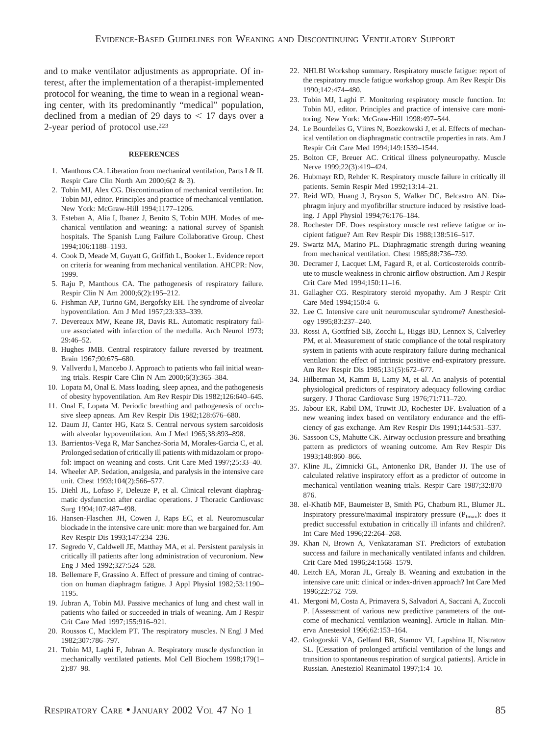and to make ventilator adjustments as appropriate. Of interest, after the implementation of a therapist-implemented protocol for weaning, the time to wean in a regional weaning center, with its predominantly "medical" population, declined from a median of 29 days to < 17 days over a 2-year period of protocol use.[223]

## REFERENCES

1. Manthous CA. Liberation from mechanical ventilation, Parts I & II. Respir Care Clin North Am 2000;6(2 & 3).
2. Tobin MJ, Alex CG. Discontinuation of mechanical ventilation. In: Tobin MJ, editor. Principles and practice of mechanical ventilation. New York: McGraw-Hill 1994;1177–1206.
3. Esteban A, Alia I, Ibanez J, Benito S, Tobin MJH. Modes of mechanical ventilation and weaning: a national survey of Spanish hospitals. The Spanish Lung Failure Collaborative Group. Chest 1994;106:1188–1193.
4. Cook D, Meade M, Guyatt G, Griffith L, Booker L. Evidence report on criteria for weaning from mechanical ventilation. AHCPR: Nov, 1999.
5. Raju P, Manthous CA. The pathogenesis of respiratory failure. Respir Clin N Am 2000;6(2):195–212.
6. Fishman AP, Turino GM, Bergofsky EH. The syndrome of alveolar hypoventilation. Am J Med 1957;23:333–339.
7. Devereaux MW, Keane JR, Davis RL. Automatic respiratory failure associated with infarction of the medulla. Arch Neurol 1973; 29:46–52.
8. Hughes JMB. Central respiratory failure reversed by treatment. Brain 1967;90:675–680.
9. Vallverdu I, Mancebo J. Approach to patients who fail initial weaning trials. Respir Care Clin N Am 2000;6(3):365–384.
10. Lopata M, Onal E. Mass loading, sleep apnea, and the pathogenesis of obesity hypoventilation. Am Rev Respir Dis 1982;126:640–645.
11. Onal E, Lopata M. Periodic breathing and pathogenesis of occlusive sleep apneas. Am Rev Respir Dis 1982;128:676–680.
12. Daum JJ, Canter HG, Katz S. Central nervous system sarcoidosis with alveolar hypoventilation. Am J Med 1965;38:893–898.
13. Barrientos-Vega R, Mar Sanchez-Soria M, Morales-Garcia C, et al. Prolonged sedation of critically ill patients with midazolam or propofol: impact on weaning and costs. Crit Care Med 1997;25:33–40.
14. Wheeler AP. Sedation, analgesia, and paralysis in the intensive care unit. Chest 1993;104(2):566–577.
15. Diehl JL, Lofaso F, Deleuze P, et al. Clinical relevant diaphragmatic dysfunction after cardiac operations. J Thoracic Cardiovasc Surg 1994;107:487–498.
16. Hansen-Flaschen JH, Cowen J, Raps EC, et al. Neuromuscular blockade in the intensive care unit: more than we bargained for. Am Rev Respir Dis 1993;147:234–236.
17. Segredo V, Caldwell JE, Matthay MA, et al. Persistent paralysis in critically ill patients after long administration of vecuronium. New Eng J Med 1992;327:524–528.
18. Bellemare F, Grassino A. Effect of pressure and timing of contraction on human diaphragm fatigue. J Appl Physiol 1982;53:1190–1195.
19. Jubran A, Tobin MJ. Passive mechanics of lung and chest wall in patients who failed or succeeded in trials of weaning. Am J Respir Crit Care Med 1997;155:916–921.
20. Roussos C, Macklem PT. The respiratory muscles. N Engl J Med 1982;307:786–797.
21. Tobin MJ, Laghi F, Jubran A. Respiratory muscle dysfunction in mechanically ventilated patients. Mol Cell Biochem 1998;179(1–2):87–98.
22. NHLBI Workshop summary. Respiratory muscle fatigue: report of the respiratory muscle fatigue workshop group. Am Rev Respir Dis 1990;142:474–480.
23. Tobin MJ, Laghi F. Monitoring respiratory muscle function. In: Tobin MJ, editor. Principles and practice of intensive care monitoring. New York: McGraw-Hill 1998:497–544.
24. Le Bourdelles G, Viires N, Boezkowski J, et al. Effects of mechanical ventilation on diaphragmatic contractile properties in rats. Am J Respir Crit Care Med 1994;149:1539–1544.
25. Bolton CF, Breuer AC. Critical illness polyneuropathy. Muscle Nerve 1999;22(3):419–424.
26. Hubmayr RD, Rehder K. Respiratory muscle failure in critically ill patients. Semin Respir Med 1992;13:14–21.
27. Reid WD, Huang J, Bryson S, Walker DC, Belcastro AN. Diaphragm injury and myofibrillar structure induced by resistive loading. J Appl Physiol 1994;76:176–184.
28. Rochester DF. Does respiratory muscle rest relieve fatigue or incipient fatigue? Am Rev Respir Dis 1988;138:516–517.
29. Swartz MA, Marino PL. Diaphragmatic strength during weaning from mechanical ventilation. Chest 1985;88:736–739.
30. Decramer J, Lacquet LM, Fagard R, et al. Corticosteroids contribute to muscle weakness in chronic airflow obstruction. Am J Respir Crit Care Med 1994;150:11–16.
31. Gallagher CG. Respiratory steroid myopathy. Am J Respir Crit Care Med 1994;150:4–6.
32. Lee C. Intensive care unit neuromuscular syndrome? Anesthesiology 1995;83:237–240.
33. Rossi A, Gottfried SB, Zocchi L, Higgs BD, Lennox S, Calverley PM, et al. Measurement of static compliance of the total respiratory system in patients with acute respiratory failure during mechanical ventilation: the effect of intrinsic positive end-expiratory pressure. Am Rev Respir Dis 1985;131(5):672–677.
34. Hilberman M, Kamm B, Lamy M, et al. An analysis of potential physiological predictors of respiratory adequacy following cardiac surgery. J Thorac Cardiovasc Surg 1976;71:711–720.
35. Jabour ER, Rabil DM, Truwit JD, Rochester DF. Evaluation of a new weaning index based on ventilatory endurance and the efficiency of gas exchange. Am Rev Respir Dis 1991;144:531–537.
36. Sassoon CS, Mahutte CK. Airway occlusion pressure and breathing pattern as predictors of weaning outcome. Am Rev Respir Dis 1993;148:860–866.
37. Kline JL, Zimnicki GL, Antonenko DR, Bander JJ. The use of calculated relative inspiratory effort as a predictor of outcome in mechanical ventilation weaning trials. Respir Care 1987;32:870–876.
38. el-Khatib MF, Baumeister B, Smith PG, Chatburn RL, Blumer JL. Inspiratory pressure/maximal inspiratory pressure ($P_{Imax}$): does it predict successful extubation in critically ill infants and children?. Int Care Med 1996;22:264–268.
39. Khan N, Brown A, Venkataraman ST. Predictors of extubation success and failure in mechanically ventilated infants and children. Crit Care Med 1996;24:1568–1579.
40. Leitch EA, Moran JL, Grealy B. Weaning and extubation in the intensive care unit: clinical or index-driven approach? Int Care Med 1996;22:752–759.
41. Mergoni M, Costa A, Primavera S, Salvadori A, Saccani A, Zuccoli P. [Assessment of various new predictive parameters of the outcome of mechanical ventilation weaning]. Article in Italian. Minerva Anestesiol 1996;62:153–164.
42. Gologorskii VA, Gelfand BR, Stamov VI, Lapshina II, Nistratov SL. [Cessation of prolonged artificial ventilation of the lungs and transition to spontaneous respiration of surgical patients]. Article in Russian. Anesteziol Reanimatol 1997;1:4–10.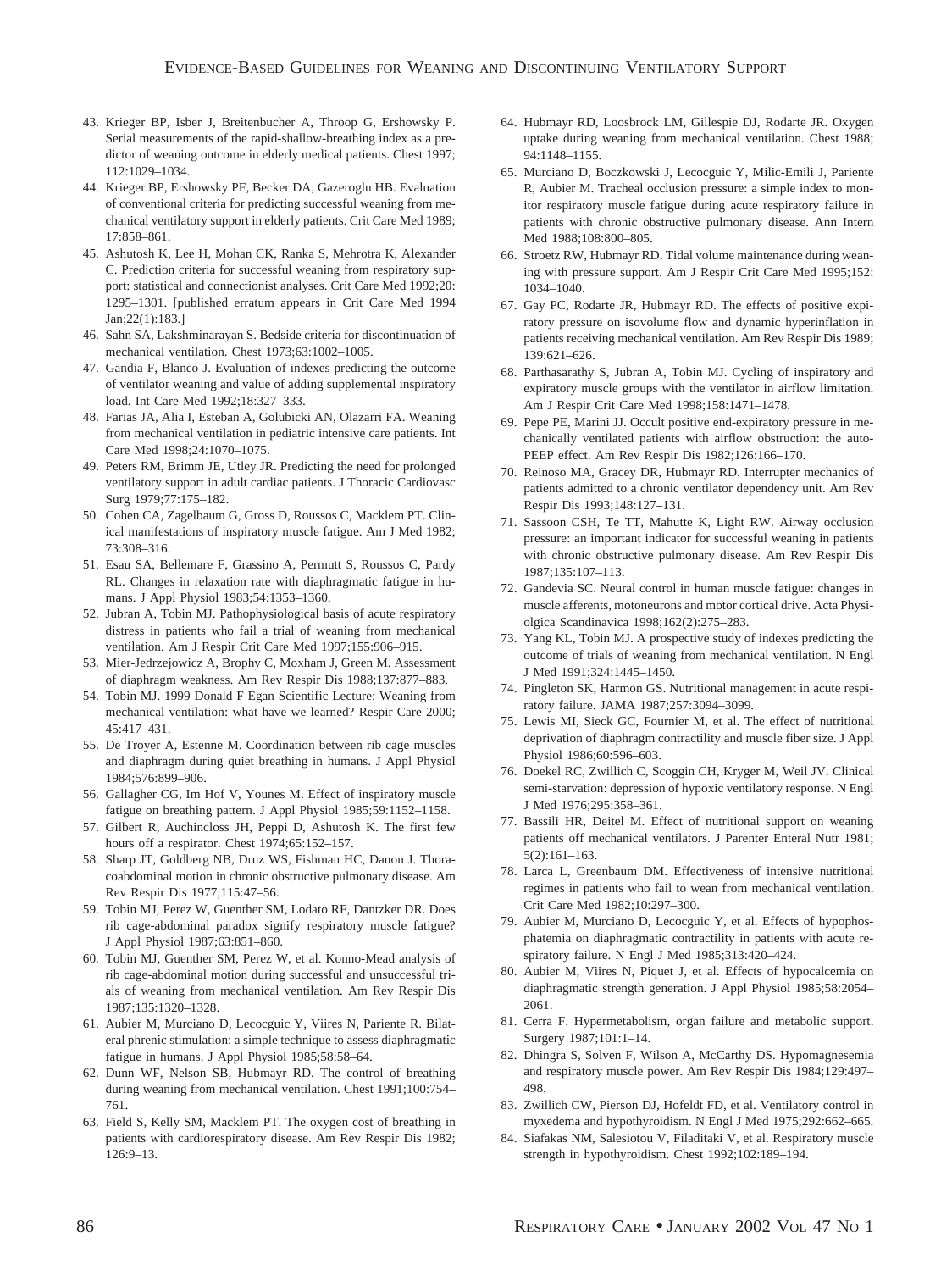43. Krieger BP, Isber J, Breitenbucher A, Throop G, Ershowsky P. Serial measurements of the rapid-shallow-breathing index as a predictor of weaning outcome in elderly medical patients. Chest 1997; 112:1029–1034.
44. Krieger BP, Ershowsky PF, Becker DA, Gazeroglu HB. Evaluation of conventional criteria for predicting successful weaning from mechanical ventilatory support in elderly patients. Crit Care Med 1989; 17:858–861.
45. Ashutosh K, Lee H, Mohan CK, Ranka S, Mehrotra K, Alexander C. Prediction criteria for successful weaning from respiratory support: statistical and connectionist analyses. Crit Care Med 1992;20: 1295–1301. [published erratum appears in Crit Care Med 1994 Jan;22(1):183.]
46. Sahn SA, Lakshminarayan S. Bedside criteria for discontinuation of mechanical ventilation. Chest 1973;63:1002–1005.
47. Gandia F, Blanco J. Evaluation of indexes predicting the outcome of ventilator weaning and value of adding supplemental inspiratory load. Int Care Med 1992;18:327–333.
48. Farias JA, Alia I, Esteban A, Golubicki AN, Olazarri FA. Weaning from mechanical ventilation in pediatric intensive care patients. Int Care Med 1998;24:1070–1075.
49. Peters RM, Brimm JE, Utley JR. Predicting the need for prolonged ventilatory support in adult cardiac patients. J Thoracic Cardiovasc Surg 1979;77:175–182.
50. Cohen CA, Zagelbaum G, Gross D, Roussos C, Macklem PT. Clinical manifestations of inspiratory muscle fatigue. Am J Med 1982; 73:308–316.
51. Esau SA, Bellemare F, Grassino A, Permutt S, Roussos C, Pardy RL. Changes in relaxation rate with diaphragmatic fatigue in humans. J Appl Physiol 1983;54:1353–1360.
52. Jubran A, Tobin MJ. Pathophysiological basis of acute respiratory distress in patients who fail a trial of weaning from mechanical ventilation. Am J Respir Crit Care Med 1997;155:906–915.
53. Mier-Jedrzejowicz A, Brophy C, Moxham J, Green M. Assessment of diaphragm weakness. Am Rev Respir Dis 1988;137:877–883.
54. Tobin MJ. 1999 Donald F Egan Scientific Lecture: Weaning from mechanical ventilation: what have we learned? Respir Care 2000; 45:417–431.
55. De Troyer A, Estenne M. Coordination between rib cage muscles and diaphragm during quiet breathing in humans. J Appl Physiol 1984;576:899–906.
56. Gallagher CG, Im Hof V, Younes M. Effect of inspiratory muscle fatigue on breathing pattern. J Appl Physiol 1985;59:1152–1158.
57. Gilbert R, Auchincloss JH, Peppi D, Ashutosh K. The first few hours off a respirator. Chest 1974;65:152–157.
58. Sharp JT, Goldberg NB, Druz WS, Fishman HC, Danon J. Thoracoabdominal motion in chronic obstructive pulmonary disease. Am Rev Respir Dis 1977;115:47–56.
59. Tobin MJ, Perez W, Guenther SM, Lodato RF, Dantzker DR. Does rib cage-abdominal paradox signify respiratory muscle fatigue? J Appl Physiol 1987;63:851–860.
60. Tobin MJ, Guenther SM, Perez W, et al. Konno-Mead analysis of rib cage-abdominal motion during successful and unsuccessful trials of weaning from mechanical ventilation. Am Rev Respir Dis 1987;135:1320–1328.
61. Aubier M, Murciano D, Lecocguic Y, Viires N, Pariente R. Bilateral phrenic stimulation: a simple technique to assess diaphragmatic fatigue in humans. J Appl Physiol 1985;58:58–64.
62. Dunn WF, Nelson SB, Hubmayr RD. The control of breathing during weaning from mechanical ventilation. Chest 1991;100:754–761.
63. Field S, Kelly SM, Macklem PT. The oxygen cost of breathing in patients with cardiorespiratory disease. Am Rev Respir Dis 1982; 126:9–13.
64. Hubmayr RD, Loosbrock LM, Gillespie DJ, Rodarte JR. Oxygen uptake during weaning from mechanical ventilation. Chest 1988; 94:1148–1155.
65. Murciano D, Boczkowski J, Lecocguic Y, Milic-Emili J, Pariente R, Aubier M. Tracheal occlusion pressure: a simple index to monitor respiratory muscle fatigue during acute respiratory failure in patients with chronic obstructive pulmonary disease. Ann Intern Med 1988;108:800–805.
66. Stroetz RW, Hubmayr RD. Tidal volume maintenance during weaning with pressure support. Am J Respir Crit Care Med 1995;152: 1034–1040.
67. Gay PC, Rodarte JR, Hubmayr RD. The effects of positive expiratory pressure on isovolume flow and dynamic hyperinflation in patients receiving mechanical ventilation. Am Rev Respir Dis 1989; 139:621–626.
68. Parthasarathy S, Jubran A, Tobin MJ. Cycling of inspiratory and expiratory muscle groups with the ventilator in airflow limitation. Am J Respir Crit Care Med 1998;158:1471–1478.
69. Pepe PE, Marini JJ. Occult positive end-expiratory pressure in mechanically ventilated patients with airflow obstruction: the auto-PEEP effect. Am Rev Respir Dis 1982;126:166–170.
70. Reinoso MA, Gracey DR, Hubmayr RD. Interrupter mechanics of patients admitted to a chronic ventilator dependency unit. Am Rev Respir Dis 1993;148:127–131.
71. Sassoon CSH, Te TT, Mahutte K, Light RW. Airway occlusion pressure: an important indicator for successful weaning in patients with chronic obstructive pulmonary disease. Am Rev Respir Dis 1987;135:107–113.
72. Gandevia SC. Neural control in human muscle fatigue: changes in muscle afferents, motoneurons and motor cortical drive. Acta Physiolgica Scandinavica 1998;162(2):275–283.
73. Yang KL, Tobin MJ. A prospective study of indexes predicting the outcome of trials of weaning from mechanical ventilation. N Engl J Med 1991;324:1445–1450.
74. Pingleton SK, Harmon GS. Nutritional management in acute respiratory failure. JAMA 1987;257:3094–3099.
75. Lewis MI, Sieck GC, Fournier M, et al. The effect of nutritional deprivation of diaphragm contractility and muscle fiber size. J Appl Physiol 1986;60:596–603.
76. Doekel RC, Zwillich C, Scoggin CH, Kryger M, Weil JV. Clinical semi-starvation: depression of hypoxic ventilatory response. N Engl J Med 1976;295:358–361.
77. Bassili HR, Deitel M. Effect of nutritional support on weaning patients off mechanical ventilators. J Parenter Enteral Nutr 1981; 5(2):161–163.
78. Larca L, Greenbaum DM. Effectiveness of intensive nutritional regimes in patients who fail to wean from mechanical ventilation. Crit Care Med 1982;10:297–300.
79. Aubier M, Murciano D, Lecocguic Y, et al. Effects of hypophosphatemia on diaphragmatic contractility in patients with acute respiratory failure. N Engl J Med 1985;313:420–424.
80. Aubier M, Viires N, Piquet J, et al. Effects of hypocalcemia on diaphragmatic strength generation. J Appl Physiol 1985;58:2054–2061.
81. Cerra F. Hypermetabolism, organ failure and metabolic support. Surgery 1987;101:1–14.
82. Dhingra S, Solven F, Wilson A, McCarthy DS. Hypomagnesemia and respiratory muscle power. Am Rev Respir Dis 1984;129:497–498.
83. Zwillich CW, Pierson DJ, Hofeldt FD, et al. Ventilatory control in myxedema and hypothyroidism. N Engl J Med 1975;292:662–665.
84. Siafakas NM, Salesiotou V, Filaditaki V, et al. Respiratory muscle strength in hypothyroidism. Chest 1992;102:189–194.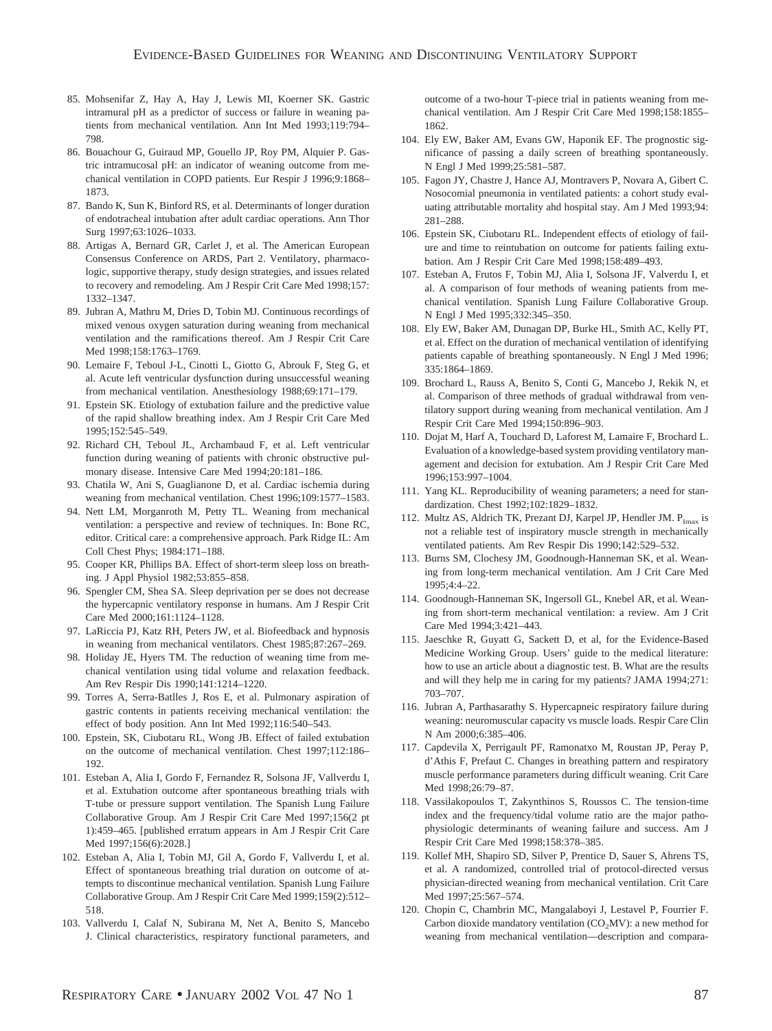85. Mohsenifar Z, Hay A, Hay J, Lewis MI, Koerner SK. Gastric intramural pH as a predictor of success or failure in weaning patients from mechanical ventilation. Ann Int Med 1993;119:794–798.
86. Bouachour G, Guiraud MP, Gouello JP, Roy PM, Alquier P. Gastric intramucosal pH: an indicator of weaning outcome from mechanical ventilation in COPD patients. Eur Respir J 1996;9:1868–1873.
87. Bando K, Sun K, Binford RS, et al. Determinants of longer duration of endotracheal intubation after adult cardiac operations. Ann Thor Surg 1997;63:1026–1033.
88. Artigas A, Bernard GR, Carlet J, et al. The American European Consensus Conference on ARDS, Part 2. Ventilatory, pharmacologic, supportive therapy, study design strategies, and issues related to recovery and remodeling. Am J Respir Crit Care Med 1998;157:1332–1347.
89. Jubran A, Mathru M, Dries D, Tobin MJ. Continuous recordings of mixed venous oxygen saturation during weaning from mechanical ventilation and the ramifications thereof. Am J Respir Crit Care Med 1998;158:1763–1769.
90. Lemaire F, Teboul J-L, Cinotti L, Giotto G, Abrouk F, Steg G, et al. Acute left ventricular dysfunction during unsuccessful weaning from mechanical ventilation. Anesthesiology 1988;69:171–179.
91. Epstein SK. Etiology of extubation failure and the predictive value of the rapid shallow breathing index. Am J Respir Crit Care Med 1995;152:545–549.
92. Richard CH, Teboul JL, Archambaud F, et al. Left ventricular function during weaning of patients with chronic obstructive pulmonary disease. Intensive Care Med 1994;20:181–186.
93. Chatila W, Ani S, Guaglianone D, et al. Cardiac ischemia during weaning from mechanical ventilation. Chest 1996;109:1577–1583.
94. Nett LM, Morganroth M, Petty TL. Weaning from mechanical ventilation: a perspective and review of techniques. In: Bone RC, editor. Critical care: a comprehensive approach. Park Ridge IL: Am Coll Chest Phys; 1984:171–188.
95. Cooper KR, Phillips BA. Effect of short-term sleep loss on breathing. J Appl Physiol 1982;53:855–858.
96. Spengler CM, Shea SA. Sleep deprivation per se does not decrease the hypercapnic ventilatory response in humans. Am J Respir Crit Care Med 2000;161:1124–1128.
97. LaRiccia PJ, Katz RH, Peters JW, et al. Biofeedback and hypnosis in weaning from mechanical ventilators. Chest 1985;87:267–269.
98. Holiday JE, Hyers TM. The reduction of weaning time from mechanical ventilation using tidal volume and relaxation feedback. Am Rev Respir Dis 1990;141:1214–1220.
99. Torres A, Serra-Batlles J, Ros E, et al. Pulmonary aspiration of gastric contents in patients receiving mechanical ventilation: the effect of body position. Ann Int Med 1992;116:540–543.
100. Epstein, SK, Ciubotaru RL, Wong JB. Effect of failed extubation on the outcome of mechanical ventilation. Chest 1997;112:186–192.
101. Esteban A, Alia I, Gordo F, Fernandez R, Solsona JF, Vallverdu I, et al. Extubation outcome after spontaneous breathing trials with T-tube or pressure support ventilation. The Spanish Lung Failure Collaborative Group. Am J Respir Crit Care Med 1997;156(2 pt 1):459–465. [published erratum appears in Am J Respir Crit Care Med 1997;156(6):2028.]
102. Esteban A, Alia I, Tobin MJ, Gil A, Gordo F, Vallverdu I, et al. Effect of spontaneous breathing trial duration on outcome of attempts to discontinue mechanical ventilation. Spanish Lung Failure Collaborative Group. Am J Respir Crit Care Med 1999;159(2):512–518.
103. Vallverdu I, Calaf N, Subirana M, Net A, Benito S, Mancebo J. Clinical characteristics, respiratory functional parameters, and outcome of a two-hour T-piece trial in patients weaning from mechanical ventilation. Am J Respir Crit Care Med 1998;158:1855–1862.
104. Ely EW, Baker AM, Evans GW, Haponik EF. The prognostic significance of passing a daily screen of breathing spontaneously. N Engl J Med 1999;25:581–587.
105. Fagon JY, Chastre J, Hance AJ, Montravers P, Novara A, Gibert C. Nosocomial pneumonia in ventilated patients: a cohort study evaluating attributable mortality ahd hospital stay. Am J Med 1993;94:281–288.
106. Epstein SK, Ciubotaru RL. Independent effects of etiology of failure and time to reintubation on outcome for patients failing extubation. Am J Respir Crit Care Med 1998;158:489–493.
107. Esteban A, Frutos F, Tobin MJ, Alia I, Solsona JF, Valverdu I, et al. A comparison of four methods of weaning patients from mechanical ventilation. Spanish Lung Failure Collaborative Group. N Engl J Med 1995;332:345–350.
108. Ely EW, Baker AM, Dunagan DP, Burke HL, Smith AC, Kelly PT, et al. Effect on the duration of mechanical ventilation of identifying patients capable of breathing spontaneously. N Engl J Med 1996;335:1864–1869.
109. Brochard L, Rauss A, Benito S, Conti G, Mancebo J, Rekik N, et al. Comparison of three methods of gradual withdrawal from ventilatory support during weaning from mechanical ventilation. Am J Respir Crit Care Med 1994;150:896–903.
110. Dojat M, Harf A, Touchard D, Laforest M, Lamaire F, Brochard L. Evaluation of a knowledge-based system providing ventilatory management and decision for extubation. Am J Respir Crit Care Med 1996;153:997–1004.
111. Yang KL. Reproducibility of weaning parameters; a need for standardization. Chest 1992;102:1829–1832.
112. Multz AS, Aldrich TK, Prezant DJ, Karpel JP, Hendler JM. $P_{Imax}$ is not a reliable test of inspiratory muscle strength in mechanically ventilated patients. Am Rev Respir Dis 1990;142:529–532.
113. Burns SM, Clochesy JM, Goodnough-Hanneman SK, et al. Weaning from long-term mechanical ventilation. Am J Crit Care Med 1995;4:4–22.
114. Goodnough-Hanneman SK, Ingersoll GL, Knebel AR, et al. Weaning from short-term mechanical ventilation: a review. Am J Crit Care Med 1994;3:421–443.
115. Jaeschke R, Guyatt G, Sackett D, et al, for the Evidence-Based Medicine Working Group. Users' guide to the medical literature: how to use an article about a diagnostic test. B. What are the results and will they help me in caring for my patients? JAMA 1994;271:703–707.
116. Jubran A, Parthasarathy S. Hypercapneic respiratory failure during weaning: neuromuscular capacity vs muscle loads. Respir Care Clin N Am 2000;6:385–406.
117. Capdevila X, Perrigault PF, Ramonatxo M, Roustan JP, Peray P, d'Athis F, Prefaut C. Changes in breathing pattern and respiratory muscle performance parameters during difficult weaning. Crit Care Med 1998;26:79–87.
118. Vassilakopoulos T, Zakynthinos S, Roussos C. The tension-time index and the frequency/tidal volume ratio are the major pathophysiologic determinants of weaning failure and success. Am J Respir Crit Care Med 1998;158:378–385.
119. Kollef MH, Shapiro SD, Silver P, Prentice D, Sauer S, Ahrens TS, et al. A randomized, controlled trial of protocol-directed versus physician-directed weaning from mechanical ventilation. Crit Care Med 1997;25:567–574.
120. Chopin C, Chambrin MC, Mangalaboyi J, Lestavel P, Fourrier F. Carbon dioxide mandatory ventilation ($CO_2$MV): a new method for weaning from mechanical ventilation—description and compara-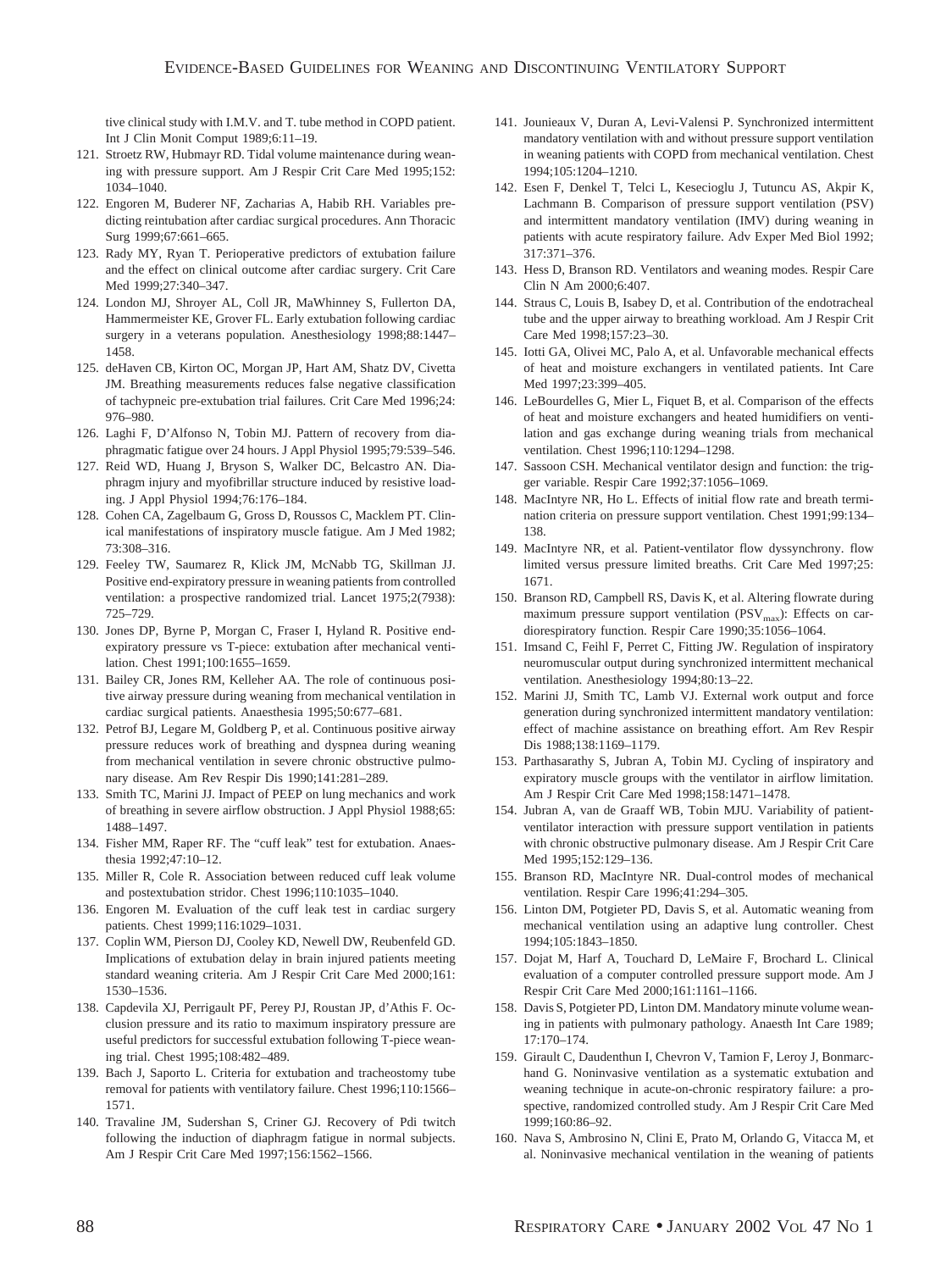tive clinical study with I.M.V. and T. tube method in COPD patient. Int J Clin Monit Comput 1989;6:11–19.

121. Stroetz RW, Hubmayr RD. Tidal volume maintenance during weaning with pressure support. Am J Respir Crit Care Med 1995;152:1034–1040.
122. Engoren M, Buderer NF, Zacharias A, Habib RH. Variables predicting reintubation after cardiac surgical procedures. Ann Thoracic Surg 1999;67:661–665.
123. Rady MY, Ryan T. Perioperative predictors of extubation failure and the effect on clinical outcome after cardiac surgery. Crit Care Med 1999;27:340–347.
124. London MJ, Shroyer AL, Coll JR, MaWhinney S, Fullerton DA, Hammermeister KE, Grover FL. Early extubation following cardiac surgery in a veterans population. Anesthesiology 1998;88:1447–1458.
125. deHaven CB, Kirton OC, Morgan JP, Hart AM, Shatz DV, Civetta JM. Breathing measurements reduces false negative classification of tachypneic pre-extubation trial failures. Crit Care Med 1996;24:976–980.
126. Laghi F, D'Alfonso N, Tobin MJ. Pattern of recovery from diaphragmatic fatigue over 24 hours. J Appl Physiol 1995;79:539–546.
127. Reid WD, Huang J, Bryson S, Walker DC, Belcastro AN. Diaphragm injury and myofibrillar structure induced by resistive loading. J Appl Physiol 1994;76:176–184.
128. Cohen CA, Zagelbaum G, Gross D, Roussos C, Macklem PT. Clinical manifestations of inspiratory muscle fatigue. Am J Med 1982;73:308–316.
129. Feeley TW, Saumarez R, Klick JM, McNabb TG, Skillman JJ. Positive end-expiratory pressure in weaning patients from controlled ventilation: a prospective randomized trial. Lancet 1975;2(7938):725–729.
130. Jones DP, Byrne P, Morgan C, Fraser I, Hyland R. Positive end-expiratory pressure vs T-piece: extubation after mechanical ventilation. Chest 1991;100:1655–1659.
131. Bailey CR, Jones RM, Kelleher AA. The role of continuous positive airway pressure during weaning from mechanical ventilation in cardiac surgical patients. Anaesthesia 1995;50:677–681.
132. Petrof BJ, Legare M, Goldberg P, et al. Continuous positive airway pressure reduces work of breathing and dyspnea during weaning from mechanical ventilation in severe chronic obstructive pulmonary disease. Am Rev Respir Dis 1990;141:281–289.
133. Smith TC, Marini JJ. Impact of PEEP on lung mechanics and work of breathing in severe airflow obstruction. J Appl Physiol 1988;65:1488–1497.
134. Fisher MM, Raper RF. The "cuff leak" test for extubation. Anaesthesia 1992;47:10–12.
135. Miller R, Cole R. Association between reduced cuff leak volume and postextubation stridor. Chest 1996;110:1035–1040.
136. Engoren M. Evaluation of the cuff leak test in cardiac surgery patients. Chest 1999;116:1029–1031.
137. Coplin WM, Pierson DJ, Cooley KD, Newell DW, Reubenfeld GD. Implications of extubation delay in brain injured patients meeting standard weaning criteria. Am J Respir Crit Care Med 2000;161:1530–1536.
138. Capdevila XJ, Perrigault PF, Perey PJ, Roustan JP, d'Athis F. Occlusion pressure and its ratio to maximum inspiratory pressure are useful predictors for successful extubation following T-piece weaning trial. Chest 1995;108:482–489.
139. Bach J, Saporto L. Criteria for extubation and tracheostomy tube removal for patients with ventilatory failure. Chest 1996;110:1566–1571.
140. Travaline JM, Sudershan S, Criner GJ. Recovery of Pdi twitch following the induction of diaphragm fatigue in normal subjects. Am J Respir Crit Care Med 1997;156:1562–1566.
141. Jounieaux V, Duran A, Levi-Valensi P. Synchronized intermittent mandatory ventilation with and without pressure support ventilation in weaning patients with COPD from mechanical ventilation. Chest 1994;105:1204–1210.
142. Esen F, Denkel T, Telci L, Kesecioglu J, Tutuncu AS, Akpir K, Lachmann B. Comparison of pressure support ventilation (PSV) and intermittent mandatory ventilation (IMV) during weaning in patients with acute respiratory failure. Adv Exper Med Biol 1992;317:371–376.
143. Hess D, Branson RD. Ventilators and weaning modes. Respir Care Clin N Am 2000;6:407.
144. Straus C, Louis B, Isabey D, et al. Contribution of the endotracheal tube and the upper airway to breathing workload. Am J Respir Crit Care Med 1998;157:23–30.
145. Iotti GA, Olivei MC, Palo A, et al. Unfavorable mechanical effects of heat and moisture exchangers in ventilated patients. Int Care Med 1997;23:399–405.
146. LeBourdelles G, Mier L, Fiquet B, et al. Comparison of the effects of heat and moisture exchangers and heated humidifiers on ventilation and gas exchange during weaning trials from mechanical ventilation. Chest 1996;110:1294–1298.
147. Sassoon CSH. Mechanical ventilator design and function: the trigger variable. Respir Care 1992;37:1056–1069.
148. MacIntyre NR, Ho L. Effects of initial flow rate and breath termination criteria on pressure support ventilation. Chest 1991;99:134–138.
149. MacIntyre NR, et al. Patient-ventilator flow dyssynchrony. flow limited versus pressure limited breaths. Crit Care Med 1997;25:1671.
150. Branson RD, Campbell RS, Davis K, et al. Altering flowrate during maximum pressure support ventilation ($PSV_{max}$): Effects on cardiorespiratory function. Respir Care 1990;35:1056–1064.
151. Imsand C, Feihl F, Perret C, Fitting JW. Regulation of inspiratory neuromuscular output during synchronized intermittent mechanical ventilation. Anesthesiology 1994;80:13–22.
152. Marini JJ, Smith TC, Lamb VJ. External work output and force generation during synchronized intermittent mandatory ventilation: effect of machine assistance on breathing effort. Am Rev Respir Dis 1988;138:1169–1179.
153. Parthasarathy S, Jubran A, Tobin MJ. Cycling of inspiratory and expiratory muscle groups with the ventilator in airflow limitation. Am J Respir Crit Care Med 1998;158:1471–1478.
154. Jubran A, van de Graaff WB, Tobin MJU. Variability of patient-ventilator interaction with pressure support ventilation in patients with chronic obstructive pulmonary disease. Am J Respir Crit Care Med 1995;152:129–136.
155. Branson RD, MacIntyre NR. Dual-control modes of mechanical ventilation. Respir Care 1996;41:294–305.
156. Linton DM, Potgieter PD, Davis S, et al. Automatic weaning from mechanical ventilation using an adaptive lung controller. Chest 1994;105:1843–1850.
157. Dojat M, Harf A, Touchard D, LeMaire F, Brochard L. Clinical evaluation of a computer controlled pressure support mode. Am J Respir Crit Care Med 2000;161:1161–1166.
158. Davis S, Potgieter PD, Linton DM. Mandatory minute volume weaning in patients with pulmonary pathology. Anaesth Int Care 1989;17:170–174.
159. Girault C, Daudenthun I, Chevron V, Tamion F, Leroy J, Bonmarchand G. Noninvasive ventilation as a systematic extubation and weaning technique in acute-on-chronic respiratory failure: a prospective, randomized controlled study. Am J Respir Crit Care Med 1999;160:86–92.
160. Nava S, Ambrosino N, Clini E, Prato M, Orlando G, Vitacca M, et al. Noninvasive mechanical ventilation in the weaning of patients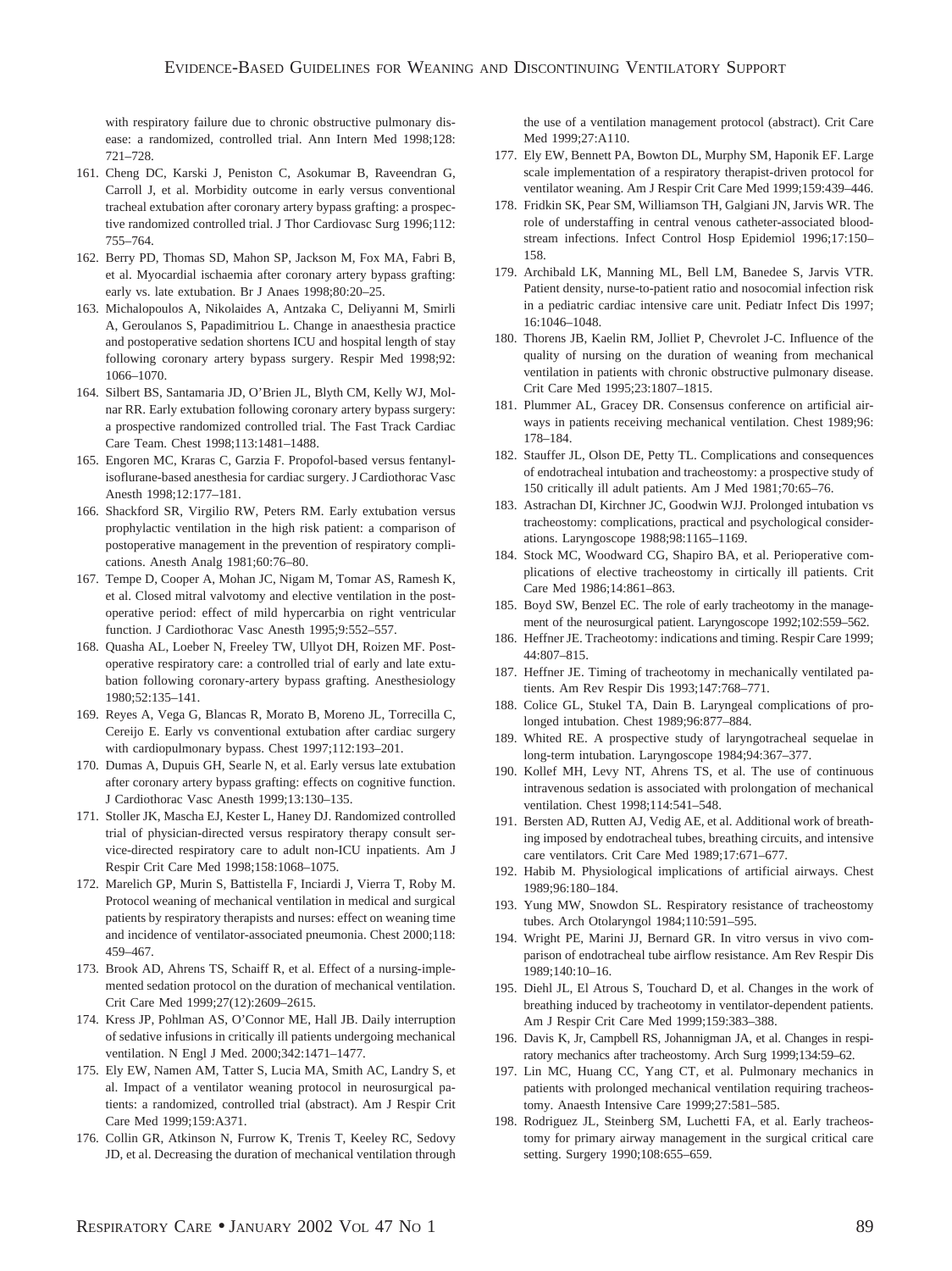with respiratory failure due to chronic obstructive pulmonary disease: a randomized, controlled trial. Ann Intern Med 1998;128: 721–728.

161. Cheng DC, Karski J, Peniston C, Asokumar B, Raveendran G, Carroll J, et al. Morbidity outcome in early versus conventional tracheal extubation after coronary artery bypass grafting: a prospective randomized controlled trial. J Thor Cardiovasc Surg 1996;112: 755–764.
162. Berry PD, Thomas SD, Mahon SP, Jackson M, Fox MA, Fabri B, et al. Myocardial ischaemia after coronary artery bypass grafting: early vs. late extubation. Br J Anaes 1998;80:20–25.
163. Michalopoulos A, Nikolaides A, Antzaka C, Deliyanni M, Smirli A, Geroulanos S, Papadimitriou L. Change in anaesthesia practice and postoperative sedation shortens ICU and hospital length of stay following coronary artery bypass surgery. Respir Med 1998;92: 1066–1070.
164. Silbert BS, Santamaria JD, O'Brien JL, Blyth CM, Kelly WJ, Molnar RR. Early extubation following coronary artery bypass surgery: a prospective randomized controlled trial. The Fast Track Cardiac Care Team. Chest 1998;113:1481–1488.
165. Engoren MC, Kraras C, Garzia F. Propofol-based versus fentanyl-isoflurane-based anesthesia for cardiac surgery. J Cardiothorac Vasc Anesth 1998;12:177–181.
166. Shackford SR, Virgilio RW, Peters RM. Early extubation versus prophylactic ventilation in the high risk patient: a comparison of postoperative management in the prevention of respiratory complications. Anesth Analg 1981;60:76–80.
167. Tempe D, Cooper A, Mohan JC, Nigam M, Tomar AS, Ramesh K, et al. Closed mitral valvotomy and elective ventilation in the postoperative period: effect of mild hypercarbia on right ventricular function. J Cardiothorac Vasc Anesth 1995;9:552–557.
168. Quasha AL, Loeber N, Freeley TW, Ullyot DH, Roizen MF. Postoperative respiratory care: a controlled trial of early and late extubation following coronary-artery bypass grafting. Anesthesiology 1980;52:135–141.
169. Reyes A, Vega G, Blancas R, Morato B, Moreno JL, Torrecilla C, Cereijo E. Early vs conventional extubation after cardiac surgery with cardiopulmonary bypass. Chest 1997;112:193–201.
170. Dumas A, Dupuis GH, Searle N, et al. Early versus late extubation after coronary artery bypass grafting: effects on cognitive function. J Cardiothorac Vasc Anesth 1999;13:130–135.
171. Stoller JK, Mascha EJ, Kester L, Haney DJ. Randomized controlled trial of physician-directed versus respiratory therapy consult service-directed respiratory care to adult non-ICU inpatients. Am J Respir Crit Care Med 1998;158:1068–1075.
172. Marelich GP, Murin S, Battistella F, Inciardi J, Vierra T, Roby M. Protocol weaning of mechanical ventilation in medical and surgical patients by respiratory therapists and nurses: effect on weaning time and incidence of ventilator-associated pneumonia. Chest 2000;118: 459–467.
173. Brook AD, Ahrens TS, Schaiff R, et al. Effect of a nursing-implemented sedation protocol on the duration of mechanical ventilation. Crit Care Med 1999;27(12):2609–2615.
174. Kress JP, Pohlman AS, O'Connor ME, Hall JB. Daily interruption of sedative infusions in critically ill patients undergoing mechanical ventilation. N Engl J Med. 2000;342:1471–1477.
175. Ely EW, Namen AM, Tatter S, Lucia MA, Smith AC, Landry S, et al. Impact of a ventilator weaning protocol in neurosurgical patients: a randomized, controlled trial (abstract). Am J Respir Crit Care Med 1999;159:A371.
176. Collin GR, Atkinson N, Furrow K, Trenis T, Keeley RC, Sedovy JD, et al. Decreasing the duration of mechanical ventilation through the use of a ventilation management protocol (abstract). Crit Care Med 1999;27:A110.
177. Ely EW, Bennett PA, Bowton DL, Murphy SM, Haponik EF. Large scale implementation of a respiratory therapist-driven protocol for ventilator weaning. Am J Respir Crit Care Med 1999;159:439–446.
178. Fridkin SK, Pear SM, Williamson TH, Galgiani JN, Jarvis WR. The role of understaffing in central venous catheter-associated bloodstream infections. Infect Control Hosp Epidemiol 1996;17:150–158.
179. Archibald LK, Manning ML, Bell LM, Banedee S, Jarvis VTR. Patient density, nurse-to-patient ratio and nosocomial infection risk in a pediatric cardiac intensive care unit. Pediatr Infect Dis 1997; 16:1046–1048.
180. Thorens JB, Kaelin RM, Jolliet P, Chevrolet J-C. Influence of the quality of nursing on the duration of weaning from mechanical ventilation in patients with chronic obstructive pulmonary disease. Crit Care Med 1995;23:1807–1815.
181. Plummer AL, Gracey DR. Consensus conference on artificial airways in patients receiving mechanical ventilation. Chest 1989;96: 178–184.
182. Stauffer JL, Olson DE, Petty TL. Complications and consequences of endotracheal intubation and tracheostomy: a prospective study of 150 critically ill adult patients. Am J Med 1981;70:65–76.
183. Astrachan DI, Kirchner JC, Goodwin WJJ. Prolonged intubation vs tracheostomy: complications, practical and psychological considerations. Laryngoscope 1988;98:1165–1169.
184. Stock MC, Woodward CG, Shapiro BA, et al. Perioperative complications of elective tracheostomy in cirtically ill patients. Crit Care Med 1986;14:861–863.
185. Boyd SW, Benzel EC. The role of early tracheotomy in the management of the neurosurgical patient. Laryngoscope 1992;102:559–562.
186. Heffner JE. Tracheotomy: indications and timing. Respir Care 1999; 44:807–815.
187. Heffner JE. Timing of tracheotomy in mechanically ventilated patients. Am Rev Respir Dis 1993;147:768–771.
188. Colice GL, Stukel TA, Dain B. Laryngeal complications of prolonged intubation. Chest 1989;96:877–884.
189. Whited RE. A prospective study of laryngotracheal sequelae in long-term intubation. Laryngoscope 1984;94:367–377.
190. Kollef MH, Levy NT, Ahrens TS, et al. The use of continuous intravenous sedation is associated with prolongation of mechanical ventilation. Chest 1998;114:541–548.
191. Bersten AD, Rutten AJ, Vedig AE, et al. Additional work of breathing imposed by endotracheal tubes, breathing circuits, and intensive care ventilators. Crit Care Med 1989;17:671–677.
192. Habib M. Physiological implications of artificial airways. Chest 1989;96:180–184.
193. Yung MW, Snowdon SL. Respiratory resistance of tracheostomy tubes. Arch Otolaryngol 1984;110:591–595.
194. Wright PE, Marini JJ, Bernard GR. In vitro versus in vivo comparison of endotracheal tube airflow resistance. Am Rev Respir Dis 1989;140:10–16.
195. Diehl JL, El Atrous S, Touchard D, et al. Changes in the work of breathing induced by tracheotomy in ventilator-dependent patients. Am J Respir Crit Care Med 1999;159:383–388.
196. Davis K, Jr, Campbell RS, Johannigman JA, et al. Changes in respiratory mechanics after tracheostomy. Arch Surg 1999;134:59–62.
197. Lin MC, Huang CC, Yang CT, et al. Pulmonary mechanics in patients with prolonged mechanical ventilation requiring tracheostomy. Anaesth Intensive Care 1999;27:581–585.
198. Rodriguez JL, Steinberg SM, Luchetti FA, et al. Early tracheostomy for primary airway management in the surgical critical care setting. Surgery 1990;108:655–659.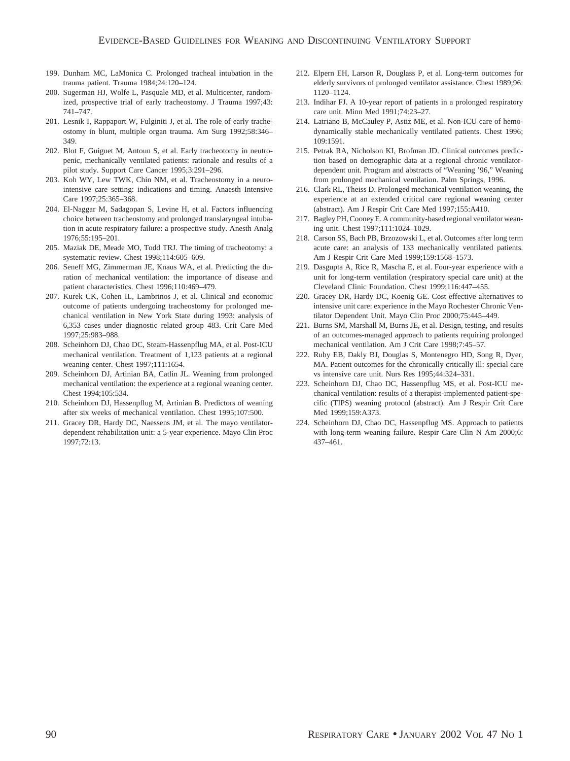199. Dunham MC, LaMonica C. Prolonged tracheal intubation in the trauma patient. Trauma 1984;24:120–124.
200. Sugerman HJ, Wolfe L, Pasquale MD, et al. Multicenter, randomized, prospective trial of early tracheostomy. J Trauma 1997;43: 741–747.
201. Lesnik I, Rappaport W, Fulginiti J, et al. The role of early tracheostomy in blunt, multiple organ trauma. Am Surg 1992;58:346–349.
202. Blot F, Guiguet M, Antoun S, et al. Early tracheotomy in neutropenic, mechanically ventilated patients: rationale and results of a pilot study. Support Care Cancer 1995;3:291–296.
203. Koh WY, Lew TWK, Chin NM, et al. Tracheostomy in a neuro-intensive care setting: indications and timing. Anaesth Intensive Care 1997;25:365–368.
204. El-Naggar M, Sadagopan S, Levine H, et al. Factors influencing choice between tracheostomy and prolonged translaryngeal intubation in acute respiratory failure: a prospective study. Anesth Analg 1976;55:195–201.
205. Maziak DE, Meade MO, Todd TRJ. The timing of tracheotomy: a systematic review. Chest 1998;114:605–609.
206. Seneff MG, Zimmerman JE, Knaus WA, et al. Predicting the duration of mechanical ventilation: the importance of disease and patient characteristics. Chest 1996;110:469–479.
207. Kurek CK, Cohen IL, Lambrinos J, et al. Clinical and economic outcome of patients undergoing tracheostomy for prolonged mechanical ventilation in New York State during 1993: analysis of 6,353 cases under diagnostic related group 483. Crit Care Med 1997;25:983–988.
208. Scheinhorn DJ, Chao DC, Steam-Hassenpflug MA, et al. Post-ICU mechanical ventilation. Treatment of 1,123 patients at a regional weaning center. Chest 1997;111:1654.
209. Scheinhorn DJ, Artinian BA, Catlin JL. Weaning from prolonged mechanical ventilation: the experience at a regional weaning center. Chest 1994;105:534.
210. Scheinhorn DJ, Hassenpflug M, Artinian B. Predictors of weaning after six weeks of mechanical ventilation. Chest 1995;107:500.
211. Gracey DR, Hardy DC, Naessens JM, et al. The mayo ventilator-dependent rehabilitation unit: a 5-year experience. Mayo Clin Proc 1997;72:13.
212. Elpern EH, Larson R, Douglass P, et al. Long-term outcomes for elderly survivors of prolonged ventilator assistance. Chest 1989;96: 1120–1124.
213. Indihar FJ. A 10-year report of patients in a prolonged respiratory care unit. Minn Med 1991;74:23–27.
214. Latriano B, McCauley P, Astiz ME, et al. Non-ICU care of hemodynamically stable mechanically ventilated patients. Chest 1996; 109:1591.
215. Petrak RA, Nicholson KI, Brofman JD. Clinical outcomes prediction based on demographic data at a regional chronic ventilator-dependent unit. Program and abstracts of "Weaning '96," Weaning from prolonged mechanical ventilation. Palm Springs, 1996.
216. Clark RL, Theiss D. Prolonged mechanical ventilation weaning, the experience at an extended critical care regional weaning center (abstract). Am J Respir Crit Care Med 1997;155:A410.
217. Bagley PH, Cooney E. A community-based regional ventilator weaning unit. Chest 1997;111:1024–1029.
218. Carson SS, Bach PB, Brzozowski L, et al. Outcomes after long term acute care: an analysis of 133 mechanically ventilated patients. Am J Respir Crit Care Med 1999;159:1568–1573.
219. Dasgupta A, Rice R, Mascha E, et al. Four-year experience with a unit for long-term ventilation (respiratory special care unit) at the Cleveland Clinic Foundation. Chest 1999;116:447–455.
220. Gracey DR, Hardy DC, Koenig GE. Cost effective alternatives to intensive unit care: experience in the Mayo Rochester Chronic Ventilator Dependent Unit. Mayo Clin Proc 2000;75:445–449.
221. Burns SM, Marshall M, Burns JE, et al. Design, testing, and results of an outcomes-managed approach to patients requiring prolonged mechanical ventilation. Am J Crit Care 1998;7:45–57.
222. Ruby EB, Dakly BJ, Douglas S, Montenegro HD, Song R, Dyer, MA. Patient outcomes for the chronically critically ill: special care vs intensive care unit. Nurs Res 1995;44:324–331.
223. Scheinhorn DJ, Chao DC, Hassenpflug MS, et al. Post-ICU mechanical ventilation: results of a therapist-implemented patient-specific (TIPS) weaning protocol (abstract). Am J Respir Crit Care Med 1999;159:A373.
224. Scheinhorn DJ, Chao DC, Hassenpflug MS. Approach to patients with long-term weaning failure. Respir Care Clin N Am 2000;6: 437–461.